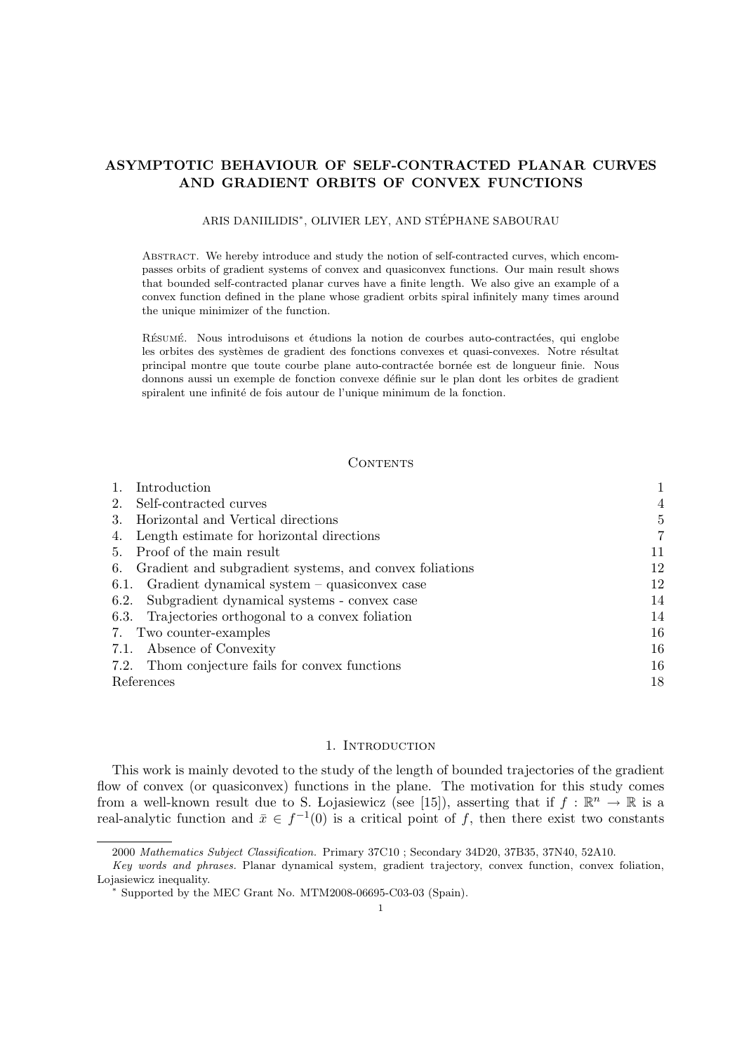# ASYMPTOTIC BEHAVIOUR OF SELF-CONTRACTED PLANAR CURVES AND GRADIENT ORBITS OF CONVEX FUNCTIONS

ARIS DANIILIDIS*, OLIVIER LEY, AND STÉPHANE SABOURAU

Abstract. We hereby introduce and study the notion of self-contracted curves, which encompasses orbits of gradient systems of convex and quasiconvex functions. Our main result shows that bounded self-contracted planar curves have a finite length. We also give an example of a convex function defined in the plane whose gradient orbits spiral infinitely many times around the unique minimizer of the function.

Résumé. Nous introduisons et étudions la notion de courbes auto-contractées, qui englobe les orbites des systèmes de gradient des fonctions convexes et quasi-convexes. Notre résultat principal montre que toute courbe plane auto-contractée bornée est de longueur finie. Nous donnons aussi un exemple de fonction convexe définie sur le plan dont les orbites de gradient spiralent une infinité de fois autour de l'unique minimum de la fonction.

## Contents

| | |
|---|---|
| 1. Introduction | 1 |
| 2. Self-contracted curves | 4 |
| 3. Horizontal and Vertical directions | 5 |
| 4. Length estimate for horizontal directions | 7 |
| 5. Proof of the main result | 11 |
| 6. Gradient and subgradient systems, and convex foliations | 12 |
| 6.1. Gradient dynamical system – quasiconvex case | 12 |
| 6.2. Subgradient dynamical systems - convex case | 14 |
| 6.3. Trajectories orthogonal to a convex foliation | 14 |
| 7. Two counter-examples | 16 |
| 7.1. Absence of Convexity | 16 |
| 7.2. Thom conjecture fails for convex functions | 16 |
| References | 18 |

## 1. Introduction

This work is mainly devoted to the study of the length of bounded trajectories of the gradient flow of convex (or quasiconvex) functions in the plane. The motivation for this study comes from a well-known result due to S. Łojasiewicz (see [15]), asserting that if $f : \mathbb{R}^n \to \mathbb{R}$ is a real-analytic function and $\bar{x} \in f^{-1}(0)$ is a critical point of $f$, then there exist two constants

---

2000 *Mathematics Subject Classification.* Primary 37C10 ; Secondary 34D20, 37B35, 37N40, 52A10.

*Key words and phrases.* Planar dynamical system, gradient trajectory, convex function, convex foliation, Łojasiewicz inequality.

* Supported by the MEC Grant No. MTM2008-06695-C03-03 (Spain).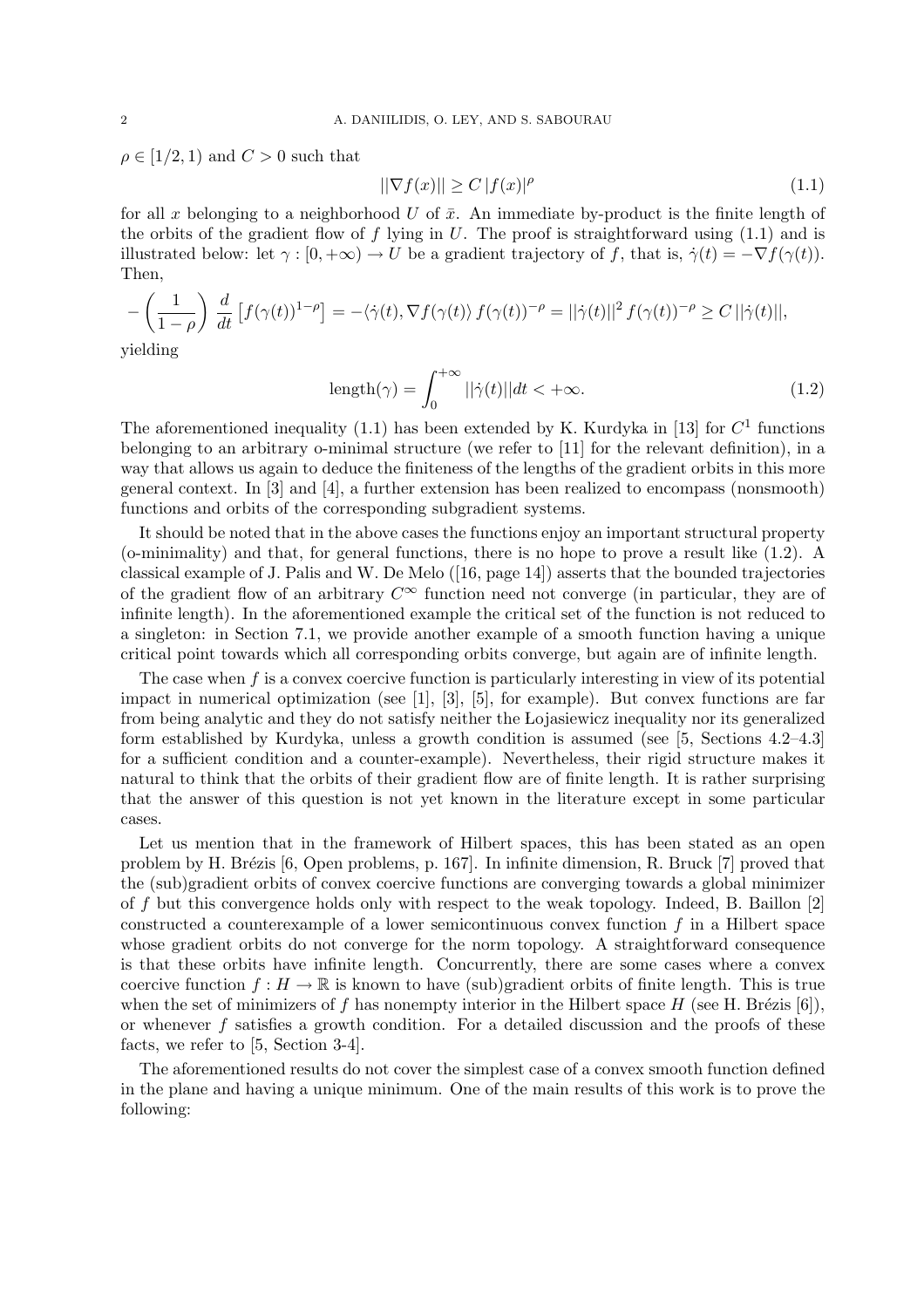$\rho \in [1/2, 1)$ and $C > 0$ such that

$$||\nabla f(x)|| \geq C\, |f(x)|^{\rho} \tag{1.1}$$

for all $x$ belonging to a neighborhood $U$ of $\bar{x}$. An immediate by-product is the finite length of the orbits of the gradient flow of $f$ lying in $U$. The proof is straightforward using (1.1) and is illustrated below: let $\gamma : [0, +\infty) \to U$ be a gradient trajectory of $f$, that is, $\dot{\gamma}(t) = -\nabla f(\gamma(t))$. Then,

$$-\left(\frac{1}{1-\rho}\right) \frac{d}{dt}\left[f(\gamma(t))^{1-\rho}\right] = -\langle \dot{\gamma}(t), \nabla f(\gamma(t)\rangle\, f(\gamma(t))^{-\rho} = ||\dot{\gamma}(t)||^2\, f(\gamma(t))^{-\rho} \geq C\, ||\dot{\gamma}(t)||,$$

yielding

$$\text{length}(\gamma) = \int_0^{+\infty} ||\dot{\gamma}(t)|| dt < +\infty. \tag{1.2}$$

The aforementioned inequality (1.1) has been extended by K. Kurdyka in [13] for $C^1$ functions belonging to an arbitrary o-minimal structure (we refer to [11] for the relevant definition), in a way that allows us again to deduce the finiteness of the lengths of the gradient orbits in this more general context. In [3] and [4], a further extension has been realized to encompass (nonsmooth) functions and orbits of the corresponding subgradient systems.

It should be noted that in the above cases the functions enjoy an important structural property (o-minimality) and that, for general functions, there is no hope to prove a result like (1.2). A classical example of J. Palis and W. De Melo ([16, page 14]) asserts that the bounded trajectories of the gradient flow of an arbitrary $C^{\infty}$ function need not converge (in particular, they are of infinite length). In the aforementioned example the critical set of the function is not reduced to a singleton: in Section 7.1, we provide another example of a smooth function having a unique critical point towards which all corresponding orbits converge, but again are of infinite length.

The case when $f$ is a convex coercive function is particularly interesting in view of its potential impact in numerical optimization (see [1], [3], [5], for example). But convex functions are far from being analytic and they do not satisfy neither the Łojasiewicz inequality nor its generalized form established by Kurdyka, unless a growth condition is assumed (see [5, Sections 4.2–4.3] for a sufficient condition and a counter-example). Nevertheless, their rigid structure makes it natural to think that the orbits of their gradient flow are of finite length. It is rather surprising that the answer of this question is not yet known in the literature except in some particular cases.

Let us mention that in the framework of Hilbert spaces, this has been stated as an open problem by H. Brézis [6, Open problems, p. 167]. In infinite dimension, R. Bruck [7] proved that the (sub)gradient orbits of convex coercive functions are converging towards a global minimizer of $f$ but this convergence holds only with respect to the weak topology. Indeed, B. Baillon [2] constructed a counterexample of a lower semicontinuous convex function $f$ in a Hilbert space whose gradient orbits do not converge for the norm topology. A straightforward consequence is that these orbits have infinite length. Concurrently, there are some cases where a convex coercive function $f : H \to \mathbb{R}$ is known to have (sub)gradient orbits of finite length. This is true when the set of minimizers of $f$ has nonempty interior in the Hilbert space $H$ (see H. Brézis [6]), or whenever $f$ satisfies a growth condition. For a detailed discussion and the proofs of these facts, we refer to [5, Section 3-4].

The aforementioned results do not cover the simplest case of a convex smooth function defined in the plane and having a unique minimum. One of the main results of this work is to prove the following: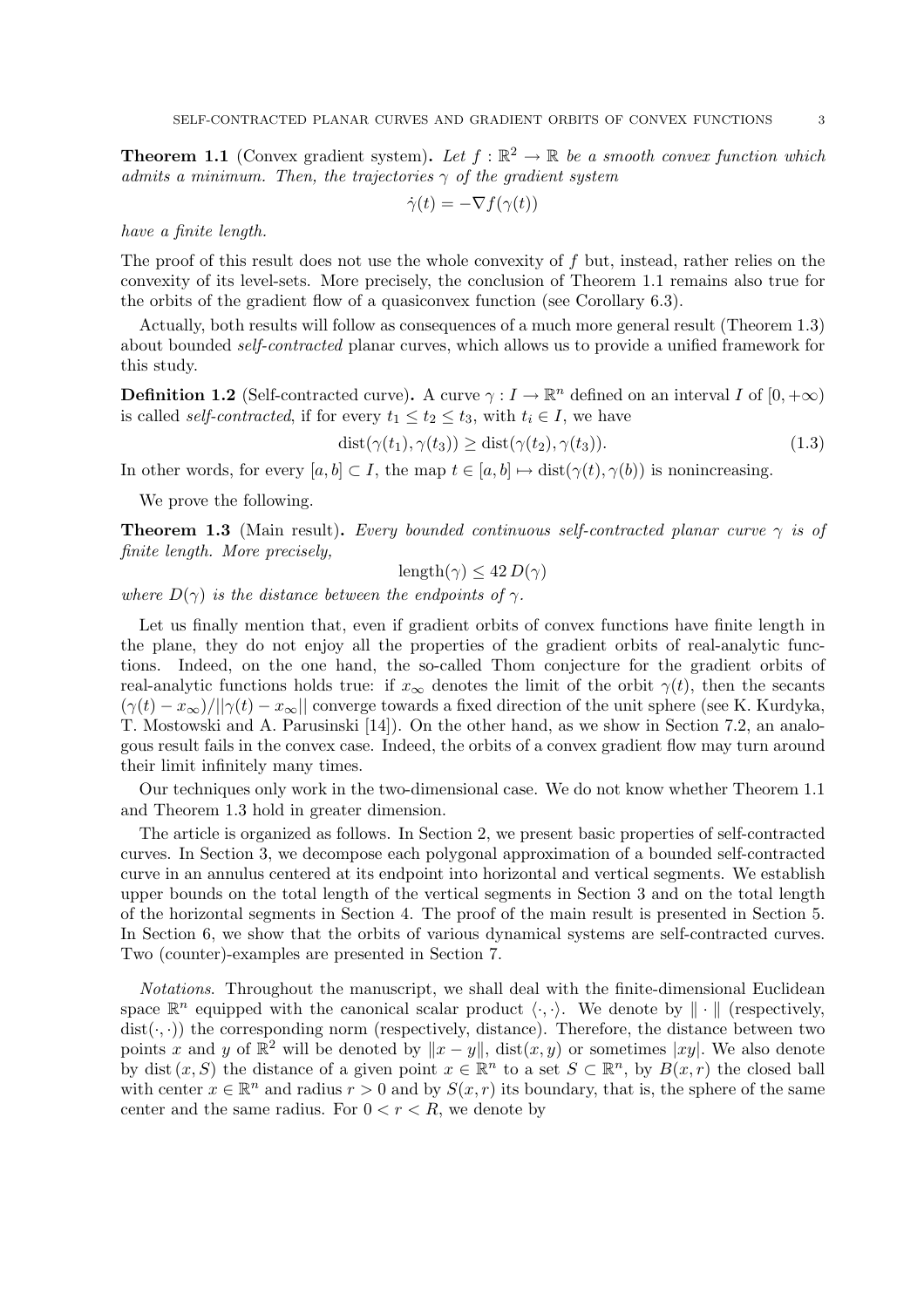**Theorem 1.1** (Convex gradient system)**.** *Let $f : \mathbb{R}^2 \to \mathbb{R}$ be a smooth convex function which admits a minimum. Then, the trajectories $\gamma$ of the gradient system*

$$\dot{\gamma}(t) = -\nabla f(\gamma(t))$$

*have a finite length.*

The proof of this result does not use the whole convexity of $f$ but, instead, rather relies on the convexity of its level-sets. More precisely, the conclusion of Theorem 1.1 remains also true for the orbits of the gradient flow of a quasiconvex function (see Corollary 6.3).

Actually, both results will follow as consequences of a much more general result (Theorem 1.3) about bounded *self-contracted* planar curves, which allows us to provide a unified framework for this study.

**Definition 1.2** (Self-contracted curve)**.** A curve $\gamma : I \to \mathbb{R}^n$ defined on an interval $I$ of $[0, +\infty)$ is called *self-contracted*, if for every $t_1 \leq t_2 \leq t_3$, with $t_i \in I$, we have

$$\operatorname{dist}(\gamma(t_1), \gamma(t_3)) \geq \operatorname{dist}(\gamma(t_2), \gamma(t_3)). \tag{1.3}$$

In other words, for every $[a, b] \subset I$, the map $t \in [a, b] \mapsto \operatorname{dist}(\gamma(t), \gamma(b))$ is nonincreasing.

We prove the following.

**Theorem 1.3** (Main result)**.** *Every bounded continuous self-contracted planar curve $\gamma$ is of finite length. More precisely,*

$$\operatorname{length}(\gamma) \leq 42\, D(\gamma)$$

*where $D(\gamma)$ is the distance between the endpoints of $\gamma$.*

Let us finally mention that, even if gradient orbits of convex functions have finite length in the plane, they do not enjoy all the properties of the gradient orbits of real-analytic functions. Indeed, on the one hand, the so-called Thom conjecture for the gradient orbits of real-analytic functions holds true: if $x_\infty$ denotes the limit of the orbit $\gamma(t)$, then the secants $(\gamma(t) - x_\infty)/||\gamma(t) - x_\infty||$ converge towards a fixed direction of the unit sphere (see K. Kurdyka, T. Mostowski and A. Parusinski [14]). On the other hand, as we show in Section 7.2, an analogous result fails in the convex case. Indeed, the orbits of a convex gradient flow may turn around their limit infinitely many times.

Our techniques only work in the two-dimensional case. We do not know whether Theorem 1.1 and Theorem 1.3 hold in greater dimension.

The article is organized as follows. In Section 2, we present basic properties of self-contracted curves. In Section 3, we decompose each polygonal approximation of a bounded self-contracted curve in an annulus centered at its endpoint into horizontal and vertical segments. We establish upper bounds on the total length of the vertical segments in Section 3 and on the total length of the horizontal segments in Section 4. The proof of the main result is presented in Section 5. In Section 6, we show that the orbits of various dynamical systems are self-contracted curves. Two (counter)-examples are presented in Section 7.

*Notations*. Throughout the manuscript, we shall deal with the finite-dimensional Euclidean space $\mathbb{R}^n$ equipped with the canonical scalar product $\langle \cdot, \cdot \rangle$. We denote by $\| \cdot \|$ (respectively, $\operatorname{dist}(\cdot, \cdot)$) the corresponding norm (respectively, distance). Therefore, the distance between two points $x$ and $y$ of $\mathbb{R}^2$ will be denoted by $\|x - y\|$, $\operatorname{dist}(x, y)$ or sometimes $|xy|$. We also denote by $\operatorname{dist}(x, S)$ the distance of a given point $x \in \mathbb{R}^n$ to a set $S \subset \mathbb{R}^n$, by $B(x, r)$ the closed ball with center $x \in \mathbb{R}^n$ and radius $r > 0$ and by $S(x, r)$ its boundary, that is, the sphere of the same center and the same radius. For $0 < r < R$, we denote by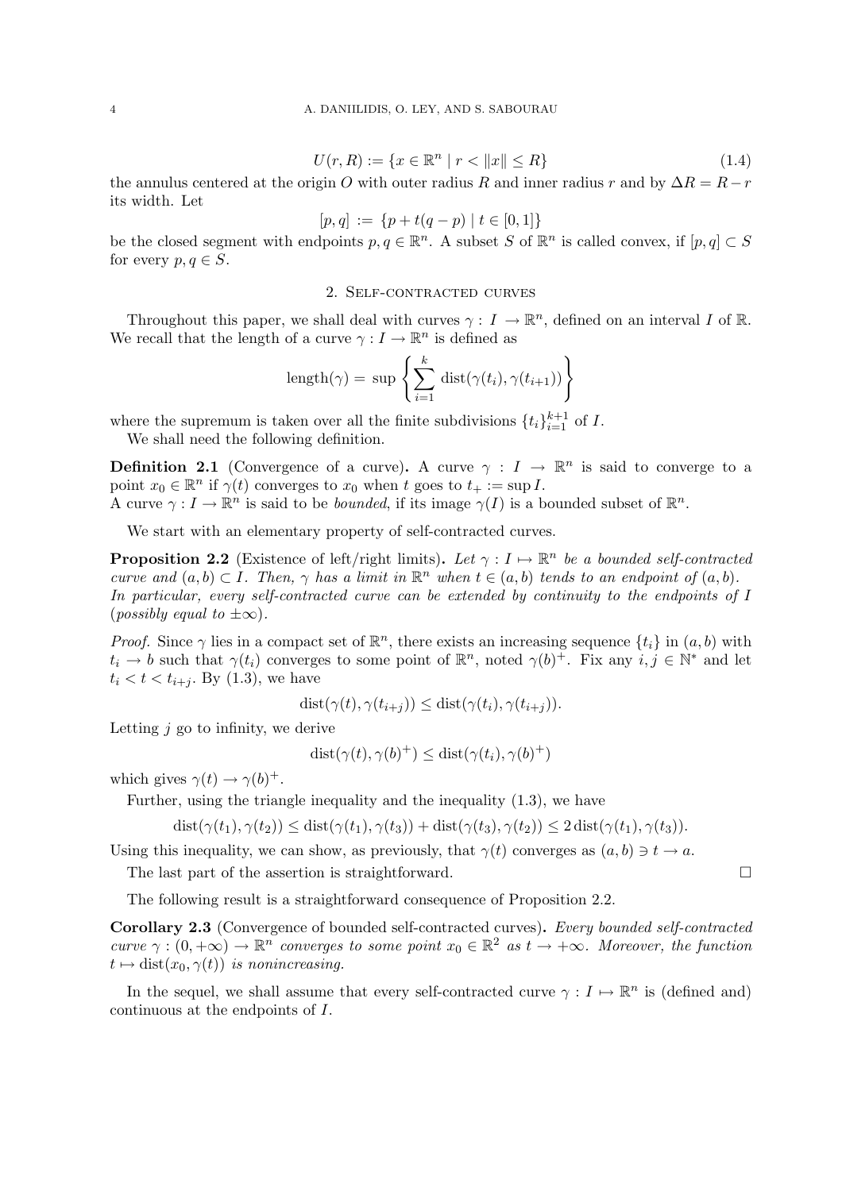$$U(r,R) := \{x \in \mathbb{R}^n \mid r < \|x\| \leq R\} \tag{1.4}$$

the annulus centered at the origin $O$ with outer radius $R$ and inner radius $r$ and by $\Delta R = R - r$ its width. Let

$$[p,q] := \{p + t(q-p) \mid t \in [0,1]\}$$

be the closed segment with endpoints $p, q \in \mathbb{R}^n$. A subset $S$ of $\mathbb{R}^n$ is called convex, if $[p,q] \subset S$ for every $p, q \in S$.

## 2. Self-contracted curves

Throughout this paper, we shall deal with curves $\gamma : I \to \mathbb{R}^n$, defined on an interval $I$ of $\mathbb{R}$. We recall that the length of a curve $\gamma : I \to \mathbb{R}^n$ is defined as

$$\text{length}(\gamma) = \sup \left\{ \sum_{i=1}^{k} \text{dist}(\gamma(t_i), \gamma(t_{i+1})) \right\}$$

where the supremum is taken over all the finite subdivisions $\{t_i\}_{i=1}^{k+1}$ of $I$.

We shall need the following definition.

**Definition 2.1** (Convergence of a curve). A curve $\gamma : I \to \mathbb{R}^n$ is said to converge to a point $x_0 \in \mathbb{R}^n$ if $\gamma(t)$ converges to $x_0$ when $t$ goes to $t_+ := \sup I$.
A curve $\gamma : I \to \mathbb{R}^n$ is said to be *bounded*, if its image $\gamma(I)$ is a bounded subset of $\mathbb{R}^n$.

We start with an elementary property of self-contracted curves.

**Proposition 2.2** (Existence of left/right limits). *Let $\gamma : I \mapsto \mathbb{R}^n$ be a bounded self-contracted curve and $(a,b) \subset I$. Then, $\gamma$ has a limit in $\mathbb{R}^n$ when $t \in (a,b)$ tends to an endpoint of $(a,b)$. In particular, every self-contracted curve can be extended by continuity to the endpoints of $I$ (possibly equal to $\pm\infty$).*

*Proof.* Since $\gamma$ lies in a compact set of $\mathbb{R}^n$, there exists an increasing sequence $\{t_i\}$ in $(a,b)$ with $t_i \to b$ such that $\gamma(t_i)$ converges to some point of $\mathbb{R}^n$, noted $\gamma(b)^+$. Fix any $i, j \in \mathbb{N}^*$ and let $t_i < t < t_{i+j}$. By (1.3), we have

$$\text{dist}(\gamma(t), \gamma(t_{i+j})) \leq \text{dist}(\gamma(t_i), \gamma(t_{i+j})).$$

Letting $j$ go to infinity, we derive

$$\text{dist}(\gamma(t), \gamma(b)^+) \leq \text{dist}(\gamma(t_i), \gamma(b)^+)$$

which gives $\gamma(t) \to \gamma(b)^+$.

Further, using the triangle inequality and the inequality (1.3), we have

$$\text{dist}(\gamma(t_1), \gamma(t_2)) \leq \text{dist}(\gamma(t_1), \gamma(t_3)) + \text{dist}(\gamma(t_3), \gamma(t_2)) \leq 2\,\text{dist}(\gamma(t_1), \gamma(t_3)).$$

Using this inequality, we can show, as previously, that $\gamma(t)$ converges as $(a,b) \ni t \to a$.

The last part of the assertion is straightforward. $\square$

The following result is a straightforward consequence of Proposition 2.2.

**Corollary 2.3** (Convergence of bounded self-contracted curves). *Every bounded self-contracted curve $\gamma : (0, +\infty) \to \mathbb{R}^n$ converges to some point $x_0 \in \mathbb{R}^2$ as $t \to +\infty$. Moreover, the function $t \mapsto \text{dist}(x_0, \gamma(t))$ is nonincreasing.*

In the sequel, we shall assume that every self-contracted curve $\gamma : I \mapsto \mathbb{R}^n$ is (defined and) continuous at the endpoints of $I$.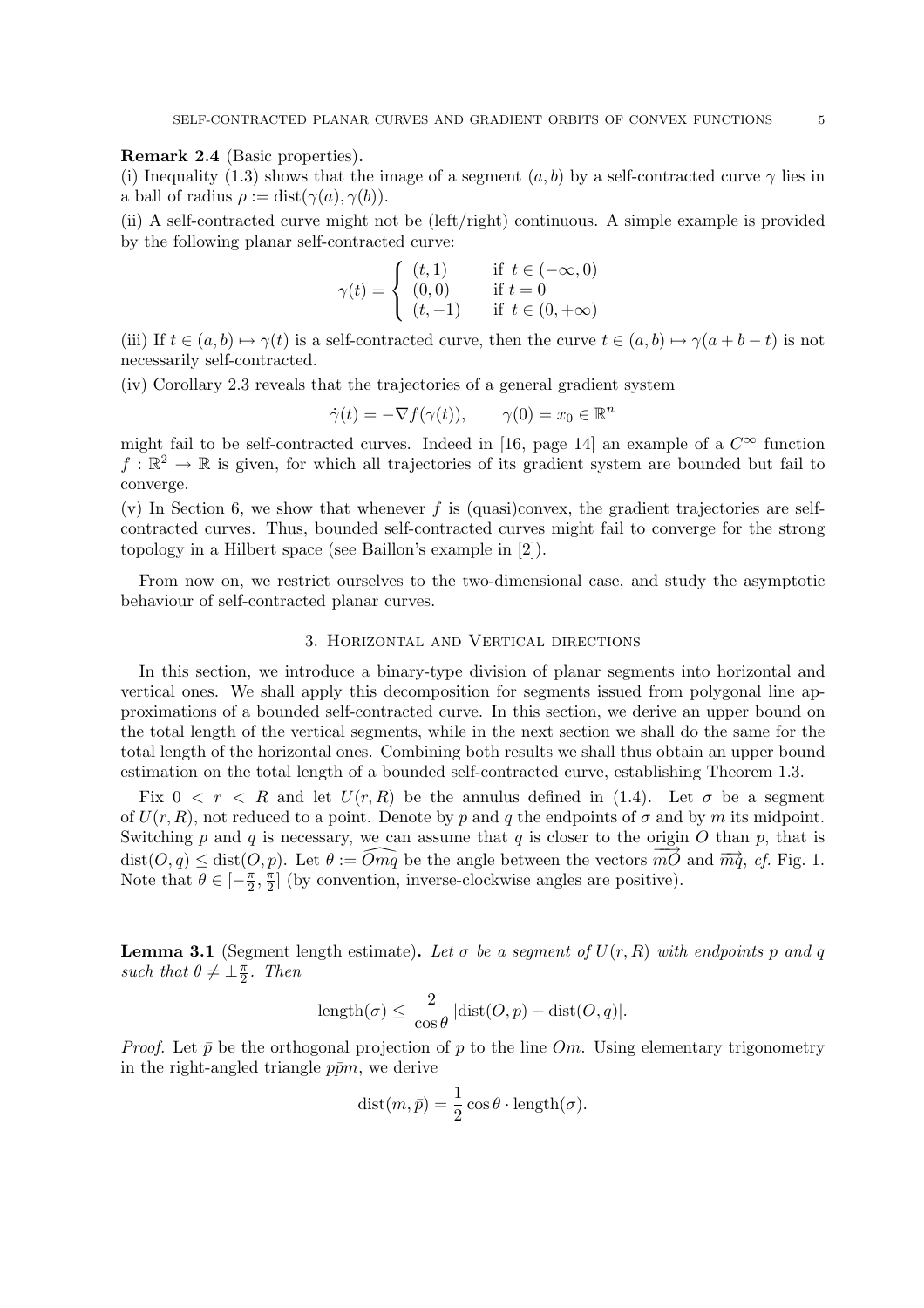**Remark 2.4** (Basic properties)**.**
(i) Inequality (1.3) shows that the image of a segment $(a, b)$ by a self-contracted curve $\gamma$ lies in a ball of radius $\rho := \text{dist}(\gamma(a), \gamma(b))$.
(ii) A self-contracted curve might not be (left/right) continuous. A simple example is provided by the following planar self-contracted curve:

$$\gamma(t) = \begin{cases} (t, 1) & \text{if } t \in (-\infty, 0) \\ (0, 0) & \text{if } t = 0 \\ (t, -1) & \text{if } t \in (0, +\infty) \end{cases}$$

(iii) If $t \in (a, b) \mapsto \gamma(t)$ is a self-contracted curve, then the curve $t \in (a, b) \mapsto \gamma(a + b - t)$ is not necessarily self-contracted.
(iv) Corollary 2.3 reveals that the trajectories of a general gradient system

$$\dot{\gamma}(t) = -\nabla f(\gamma(t)), \qquad \gamma(0) = x_0 \in \mathbb{R}^n$$

might fail to be self-contracted curves. Indeed in [16, page 14] an example of a $C^\infty$ function $f : \mathbb{R}^2 \to \mathbb{R}$ is given, for which all trajectories of its gradient system are bounded but fail to converge.
(v) In Section 6, we show that whenever $f$ is (quasi)convex, the gradient trajectories are self-contracted curves. Thus, bounded self-contracted curves might fail to converge for the strong topology in a Hilbert space (see Baillon's example in [2]).

From now on, we restrict ourselves to the two-dimensional case, and study the asymptotic behaviour of self-contracted planar curves.

## 3. Horizontal and Vertical directions

In this section, we introduce a binary-type division of planar segments into horizontal and vertical ones. We shall apply this decomposition for segments issued from polygonal line approximations of a bounded self-contracted curve. In this section, we derive an upper bound on the total length of the vertical segments, while in the next section we shall do the same for the total length of the horizontal ones. Combining both results we shall thus obtain an upper bound estimation on the total length of a bounded self-contracted curve, establishing Theorem 1.3.

Fix $0 < r < R$ and let $U(r, R)$ be the annulus defined in (1.4). Let $\sigma$ be a segment of $U(r, R)$, not reduced to a point. Denote by $p$ and $q$ the endpoints of $\sigma$ and by $m$ its midpoint. Switching $p$ and $q$ is necessary, we can assume that $q$ is closer to the origin $O$ than $p$, that is $\text{dist}(O, q) \leq \text{dist}(O, p)$. Let $\theta := \widehat{Omq}$ be the angle between the vectors $\overrightarrow{mO}$ and $\overrightarrow{mq}$, *cf.* Fig. 1. Note that $\theta \in [-\frac{\pi}{2}, \frac{\pi}{2}]$ (by convention, inverse-clockwise angles are positive).

**Lemma 3.1** (Segment length estimate)**.** *Let $\sigma$ be a segment of $U(r, R)$ with endpoints $p$ and $q$ such that $\theta \neq \pm\frac{\pi}{2}$. Then*

$$\text{length}(\sigma) \leq \frac{2}{\cos\theta} |\text{dist}(O, p) - \text{dist}(O, q)|.$$

*Proof.* Let $\bar{p}$ be the orthogonal projection of $p$ to the line $Om$. Using elementary trigonometry in the right-angled triangle $p\bar{p}m$, we derive

$$\text{dist}(m, \bar{p}) = \frac{1}{2} \cos\theta \cdot \text{length}(\sigma).$$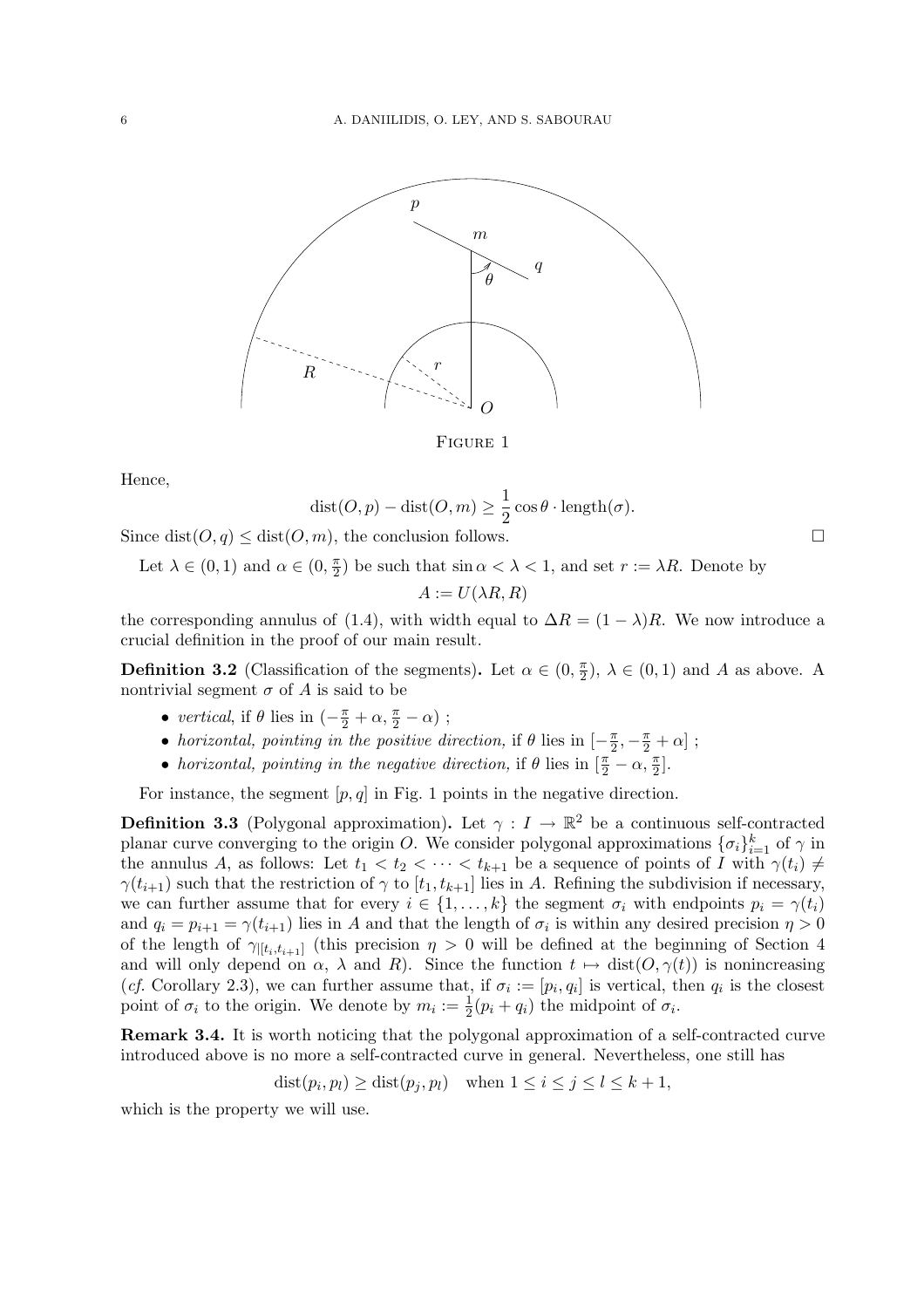FIGURE 1

Hence,

$$\text{dist}(O,p) - \text{dist}(O,m) \geq \frac{1}{2}\cos\theta \cdot \text{length}(\sigma).$$

Since $\text{dist}(O,q) \leq \text{dist}(O,m)$, the conclusion follows. $\square$

Let $\lambda \in (0,1)$ and $\alpha \in (0, \frac{\pi}{2})$ be such that $\sin\alpha < \lambda < 1$, and set $r := \lambda R$. Denote by

$$A := U(\lambda R, R)$$

the corresponding annulus of (1.4), with width equal to $\Delta R = (1-\lambda)R$. We now introduce a crucial definition in the proof of our main result.

**Definition 3.2** (Classification of the segments)**.** Let $\alpha \in (0, \frac{\pi}{2})$, $\lambda \in (0,1)$ and $A$ as above. A nontrivial segment $\sigma$ of $A$ is said to be

- *vertical*, if $\theta$ lies in $(-\frac{\pi}{2}+\alpha, \frac{\pi}{2}-\alpha)$ ;
- *horizontal, pointing in the positive direction,* if $\theta$ lies in $[-\frac{\pi}{2}, -\frac{\pi}{2}+\alpha]$ ;
- *horizontal, pointing in the negative direction,* if $\theta$ lies in $[\frac{\pi}{2}-\alpha, \frac{\pi}{2}]$.

For instance, the segment $[p,q]$ in Fig. 1 points in the negative direction.

**Definition 3.3** (Polygonal approximation)**.** Let $\gamma : I \to \mathbb{R}^2$ be a continuous self-contracted planar curve converging to the origin $O$. We consider polygonal approximations $\{\sigma_i\}_{i=1}^k$ of $\gamma$ in the annulus $A$, as follows: Let $t_1 < t_2 < \cdots < t_{k+1}$ be a sequence of points of $I$ with $\gamma(t_i) \neq \gamma(t_{i+1})$ such that the restriction of $\gamma$ to $[t_1, t_{k+1}]$ lies in $A$. Refining the subdivision if necessary, we can further assume that for every $i \in \{1, \dots, k\}$ the segment $\sigma_i$ with endpoints $p_i = \gamma(t_i)$ and $q_i = p_{i+1} = \gamma(t_{i+1})$ lies in $A$ and that the length of $\sigma_i$ is within any desired precision $\eta > 0$ of the length of $\gamma_{|[t_i,t_{i+1}]}$ (this precision $\eta > 0$ will be defined at the beginning of Section 4 and will only depend on $\alpha$, $\lambda$ and $R$). Since the function $t \mapsto \text{dist}(O, \gamma(t))$ is nonincreasing (*cf.* Corollary 2.3), we can further assume that, if $\sigma_i := [p_i, q_i]$ is vertical, then $q_i$ is the closest point of $\sigma_i$ to the origin. We denote by $m_i := \frac{1}{2}(p_i + q_i)$ the midpoint of $\sigma_i$.

**Remark 3.4.** It is worth noticing that the polygonal approximation of a self-contracted curve introduced above is no more a self-contracted curve in general. Nevertheless, one still has

$$\text{dist}(p_i, p_l) \geq \text{dist}(p_j, p_l) \quad \text{when } 1 \leq i \leq j \leq l \leq k+1,$$

which is the property we will use.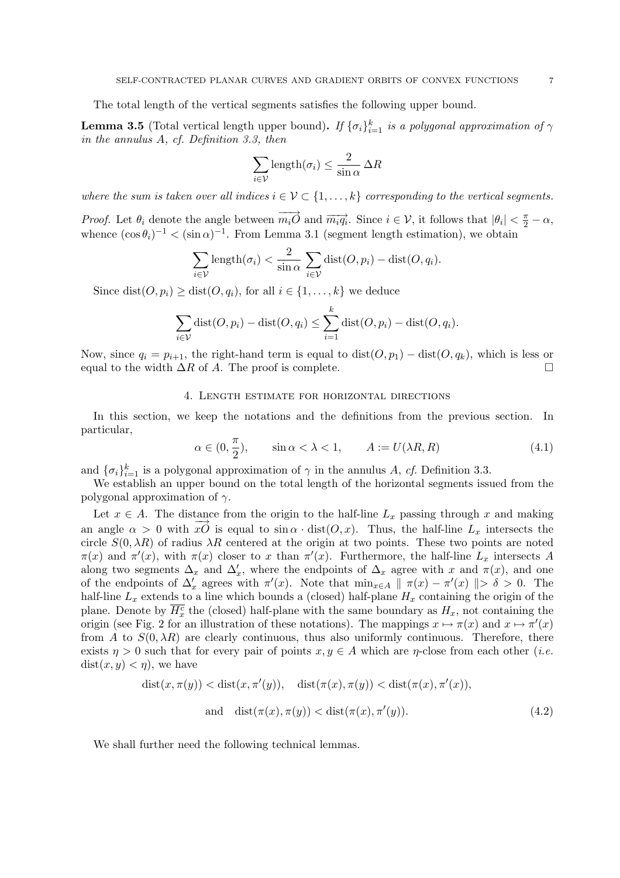The total length of the vertical segments satisfies the following upper bound.

**Lemma 3.5** (Total vertical length upper bound)**.** *If $\{\sigma_i\}_{i=1}^k$ is a polygonal approximation of $\gamma$ in the annulus $A$, cf. Definition 3.3, then*

$$\sum_{i\in\mathcal{V}} \text{length}(\sigma_i) \le \frac{2}{\sin\alpha}\,\Delta R$$

*where the sum is taken over all indices $i \in \mathcal{V} \subset \{1,\ldots,k\}$ corresponding to the vertical segments.*

*Proof.* Let $\theta_i$ denote the angle between $\overrightarrow{m_iO}$ and $\overrightarrow{m_iq_i}$. Since $i \in \mathcal{V}$, it follows that $|\theta_i| < \frac{\pi}{2} - \alpha$, whence $(\cos\theta_i)^{-1} < (\sin\alpha)^{-1}$. From Lemma 3.1 (segment length estimation), we obtain

$$\sum_{i\in\mathcal{V}} \text{length}(\sigma_i) < \frac{2}{\sin\alpha}\sum_{i\in\mathcal{V}} \text{dist}(O,p_i) - \text{dist}(O,q_i).$$

Since $\text{dist}(O,p_i) \ge \text{dist}(O,q_i)$, for all $i \in \{1,\ldots,k\}$ we deduce

$$\sum_{i\in\mathcal{V}} \text{dist}(O,p_i) - \text{dist}(O,q_i) \le \sum_{i=1}^{k} \text{dist}(O,p_i) - \text{dist}(O,q_i).$$

Now, since $q_i = p_{i+1}$, the right-hand term is equal to $\text{dist}(O,p_1) - \text{dist}(O,q_k)$, which is less or equal to the width $\Delta R$ of $A$. The proof is complete. $\square$

## 4. Length estimate for horizontal directions

In this section, we keep the notations and the definitions from the previous section. In particular,

$$\alpha \in (0, \frac{\pi}{2}), \qquad \sin\alpha < \lambda < 1, \qquad A := U(\lambda R, R) \tag{4.1}$$

and $\{\sigma_i\}_{i=1}^k$ is a polygonal approximation of $\gamma$ in the annulus $A$, *cf.* Definition 3.3.

We establish an upper bound on the total length of the horizontal segments issued from the polygonal approximation of $\gamma$.

Let $x \in A$. The distance from the origin to the half-line $L_x$ passing through $x$ and making an angle $\alpha > 0$ with $\overrightarrow{xO}$ is equal to $\sin\alpha \cdot \text{dist}(O,x)$. Thus, the half-line $L_x$ intersects the circle $S(0,\lambda R)$ of radius $\lambda R$ centered at the origin at two points. These two points are noted $\pi(x)$ and $\pi'(x)$, with $\pi(x)$ closer to $x$ than $\pi'(x)$. Furthermore, the half-line $L_x$ intersects $A$ along two segments $\Delta_x$ and $\Delta'_x$, where the endpoints of $\Delta_x$ agree with $x$ and $\pi(x)$, and one of the endpoints of $\Delta'_x$ agrees with $\pi'(x)$. Note that $\min_{x\in A} \parallel \pi(x) - \pi'(x) \parallel > \delta > 0$. The half-line $L_x$ extends to a line which bounds a (closed) half-plane $H_x$ containing the origin of the plane. Denote by $\overline{H^c_x}$ the (closed) half-plane with the same boundary as $H_x$, not containing the origin (see Fig. 2 for an illustration of these notations). The mappings $x \mapsto \pi(x)$ and $x \mapsto \pi'(x)$ from $A$ to $S(0,\lambda R)$ are clearly continuous, thus also uniformly continuous. Therefore, there exists $\eta > 0$ such that for every pair of points $x, y \in A$ which are $\eta$-close from each other (*i.e.* $\text{dist}(x,y) < \eta$), we have

$$\text{dist}(x,\pi(y)) < \text{dist}(x,\pi'(y)), \quad \text{dist}(\pi(x),\pi(y)) < \text{dist}(\pi(x),\pi'(x)),$$
$$\text{and} \quad \text{dist}(\pi(x),\pi(y)) < \text{dist}(\pi(x),\pi'(y)). \tag{4.2}$$

We shall further need the following technical lemmas.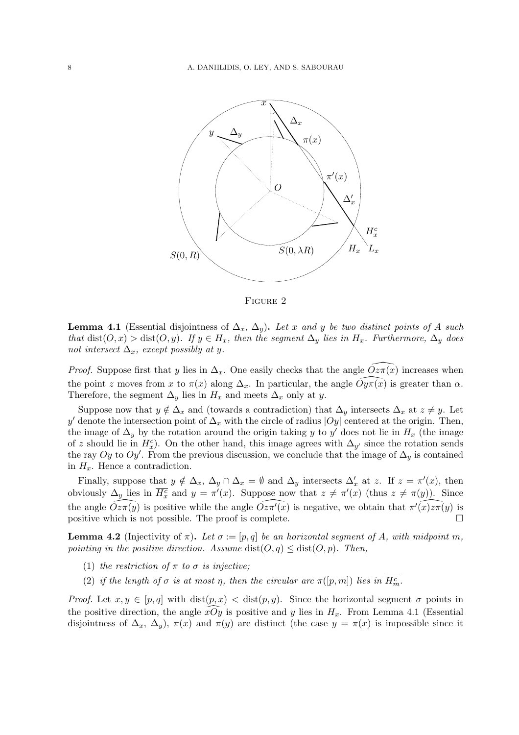Figure 2

**Lemma 4.1** (Essential disjointness of $\Delta_x$, $\Delta_y$)**.** *Let $x$ and $y$ be two distinct points of $A$ such that $\operatorname{dist}(O,x) > \operatorname{dist}(O,y)$. If $y \in H_x$, then the segment $\Delta_y$ lies in $H_x$. Furthermore, $\Delta_y$ does not intersect $\Delta_x$, except possibly at $y$.*

*Proof.* Suppose first that $y$ lies in $\Delta_x$. One easily checks that the angle $\widehat{Oz\pi(x)}$ increases when the point $z$ moves from $x$ to $\pi(x)$ along $\Delta_x$. In particular, the angle $\widehat{Oy\pi(x)}$ is greater than $\alpha$. Therefore, the segment $\Delta_y$ lies in $H_x$ and meets $\Delta_x$ only at $y$.

Suppose now that $y \notin \Delta_x$ and (towards a contradiction) that $\Delta_y$ intersects $\Delta_x$ at $z \neq y$. Let $y'$ denote the intersection point of $\Delta_x$ with the circle of radius $|Oy|$ centered at the origin. Then, the image of $\Delta_y$ by the rotation around the origin taking $y$ to $y'$ does not lie in $H_x$ (the image of $z$ should lie in $H_x^c$). On the other hand, this image agrees with $\Delta_{y'}$ since the rotation sends the ray $Oy$ to $Oy'$. From the previous discussion, we conclude that the image of $\Delta_y$ is contained in $H_x$. Hence a contradiction.

Finally, suppose that $y \notin \Delta_x$, $\Delta_y \cap \Delta_x = \emptyset$ and $\Delta_y$ intersects $\Delta'_x$ at $z$. If $z = \pi'(x)$, then obviously $\Delta_y$ lies in $\overline{H_x^c}$ and $y = \pi'(x)$. Suppose now that $z \neq \pi'(x)$ (thus $z \neq \pi(y)$). Since the angle $\widehat{Oz\pi(y)}$ is positive while the angle $\widehat{Oz\pi'(x)}$ is negative, we obtain that $\widehat{\pi'(x)z\pi(y)}$ is positive which is not possible. The proof is complete. $\square$

**Lemma 4.2** (Injectivity of $\pi$)**.** *Let $\sigma := [p,q]$ be an horizontal segment of $A$, with midpoint $m$, pointing in the positive direction. Assume $\operatorname{dist}(O,q) \leq \operatorname{dist}(O,p)$. Then,*

1. *the restriction of $\pi$ to $\sigma$ is injective;*
2. *if the length of $\sigma$ is at most $\eta$, then the circular arc $\pi([p,m])$ lies in $\overline{H_m^c}$.*

*Proof.* Let $x, y \in [p,q]$ with $\operatorname{dist}(p,x) < \operatorname{dist}(p,y)$. Since the horizontal segment $\sigma$ points in the positive direction, the angle $\widehat{xOy}$ is positive and $y$ lies in $H_x$. From Lemma 4.1 (Essential disjointness of $\Delta_x$, $\Delta_y$), $\pi(x)$ and $\pi(y)$ are distinct (the case $y = \pi(x)$ is impossible since it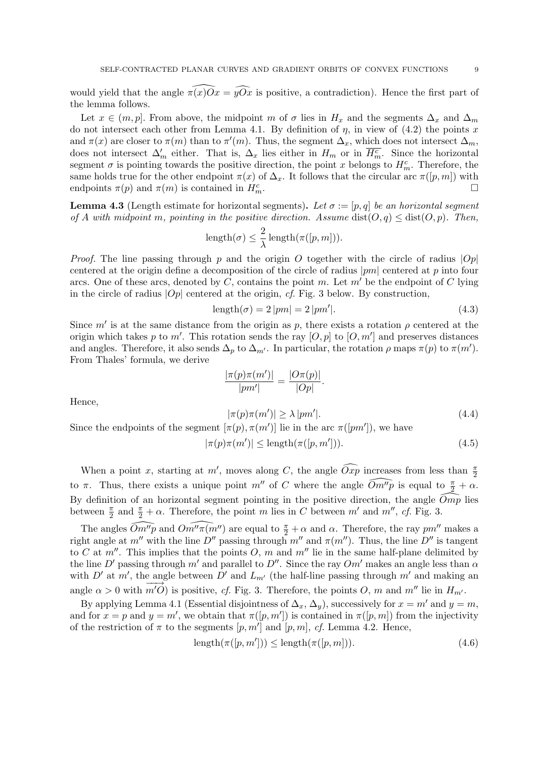would yield that the angle $\widehat{\pi(x)Ox} = \widehat{yOx}$ is positive, a contradiction). Hence the first part of the lemma follows.

Let $x \in (m, p]$. From above, the midpoint $m$ of $\sigma$ lies in $H_x$ and the segments $\Delta_x$ and $\Delta_m$ do not intersect each other from Lemma 4.1. By definition of $\eta$, in view of (4.2) the points $x$ and $\pi(x)$ are closer to $\pi(m)$ than to $\pi'(m)$. Thus, the segment $\Delta_x$, which does not intersect $\Delta_m$, does not intersect $\Delta'_m$ either. That is, $\Delta_x$ lies either in $H_m$ or in $\overline{H_m^c}$. Since the horizontal segment $\sigma$ is pointing towards the positive direction, the point $x$ belongs to $H_m^c$. Therefore, the same holds true for the other endpoint $\pi(x)$ of $\Delta_x$. It follows that the circular arc $\pi([p,m])$ with endpoints $\pi(p)$ and $\pi(m)$ is contained in $H_m^c$. $\square$

**Lemma 4.3** (Length estimate for horizontal segments)**.** *Let $\sigma := [p, q]$ be an horizontal segment of $A$ with midpoint $m$, pointing in the positive direction. Assume $\operatorname{dist}(O, q) \leq \operatorname{dist}(O, p)$. Then,*

$$\operatorname{length}(\sigma) \leq \frac{2}{\lambda} \operatorname{length}(\pi([p, m])).$$

*Proof.* The line passing through $p$ and the origin $O$ together with the circle of radius $|Op|$ centered at the origin define a decomposition of the circle of radius $|pm|$ centered at $p$ into four arcs. One of these arcs, denoted by $C$, contains the point $m$. Let $m'$ be the endpoint of $C$ lying in the circle of radius $|Op|$ centered at the origin, *cf.* Fig. 3 below. By construction,

$$\operatorname{length}(\sigma) = 2\,|pm| = 2\,|pm'|. \tag{4.3}$$

Since $m'$ is at the same distance from the origin as $p$, there exists a rotation $\rho$ centered at the origin which takes $p$ to $m'$. This rotation sends the ray $[O, p]$ to $[O, m']$ and preserves distances and angles. Therefore, it also sends $\Delta_p$ to $\Delta_{m'}$. In particular, the rotation $\rho$ maps $\pi(p)$ to $\pi(m')$. From Thales' formula, we derive

$$\frac{|\pi(p)\pi(m')|}{|pm'|} = \frac{|O\pi(p)|}{|Op|}.$$

Hence,

$$|\pi(p)\pi(m')| \geq \lambda\,|pm'|. \tag{4.4}$$

Since the endpoints of the segment $[\pi(p), \pi(m')]$ lie in the arc $\pi([pm'])$, we have

$$|\pi(p)\pi(m')| \leq \operatorname{length}(\pi([p, m'])). \tag{4.5}$$

When a point $x$, starting at $m'$, moves along $C$, the angle $\widehat{Oxp}$ increases from less than $\frac{\pi}{2}$ to $\pi$. Thus, there exists a unique point $m''$ of $C$ where the angle $\widehat{Om''p}$ is equal to $\frac{\pi}{2} + \alpha$. By definition of an horizontal segment pointing in the positive direction, the angle $\widehat{Omp}$ lies between $\frac{\pi}{2}$ and $\frac{\pi}{2} + \alpha$. Therefore, the point $m$ lies in $C$ between $m'$ and $m''$, *cf.* Fig. 3.

The angles $\widehat{Om''p}$ and $\widehat{Om''\pi(m'')}$ are equal to $\frac{\pi}{2} + \alpha$ and $\alpha$. Therefore, the ray $pm''$ makes a right angle at $m''$ with the line $D''$ passing through $m''$ and $\pi(m'')$. Thus, the line $D''$ is tangent to $C$ at $m''$. This implies that the points $O$, $m$ and $m''$ lie in the same half-plane delimited by the line $D'$ passing through $m'$ and parallel to $D''$. Since the ray $Om'$ makes an angle less than $\alpha$ with $D'$ at $m'$, the angle between $D'$ and $L_{m'}$ (the half-line passing through $m'$ and making an angle $\alpha > 0$ with $\overrightarrow{m'O}$) is positive, *cf.* Fig. 3. Therefore, the points $O$, $m$ and $m''$ lie in $H_{m'}$.

By applying Lemma 4.1 (Essential disjointness of $\Delta_x$, $\Delta_y$), successively for $x = m'$ and $y = m$, and for $x = p$ and $y = m'$, we obtain that $\pi([p, m'])$ is contained in $\pi([p, m])$ from the injectivity of the restriction of $\pi$ to the segments $[p, m']$ and $[p, m]$, *cf.* Lemma 4.2. Hence,

$$\operatorname{length}(\pi([p, m'])) \leq \operatorname{length}(\pi([p, m])). \tag{4.6}$$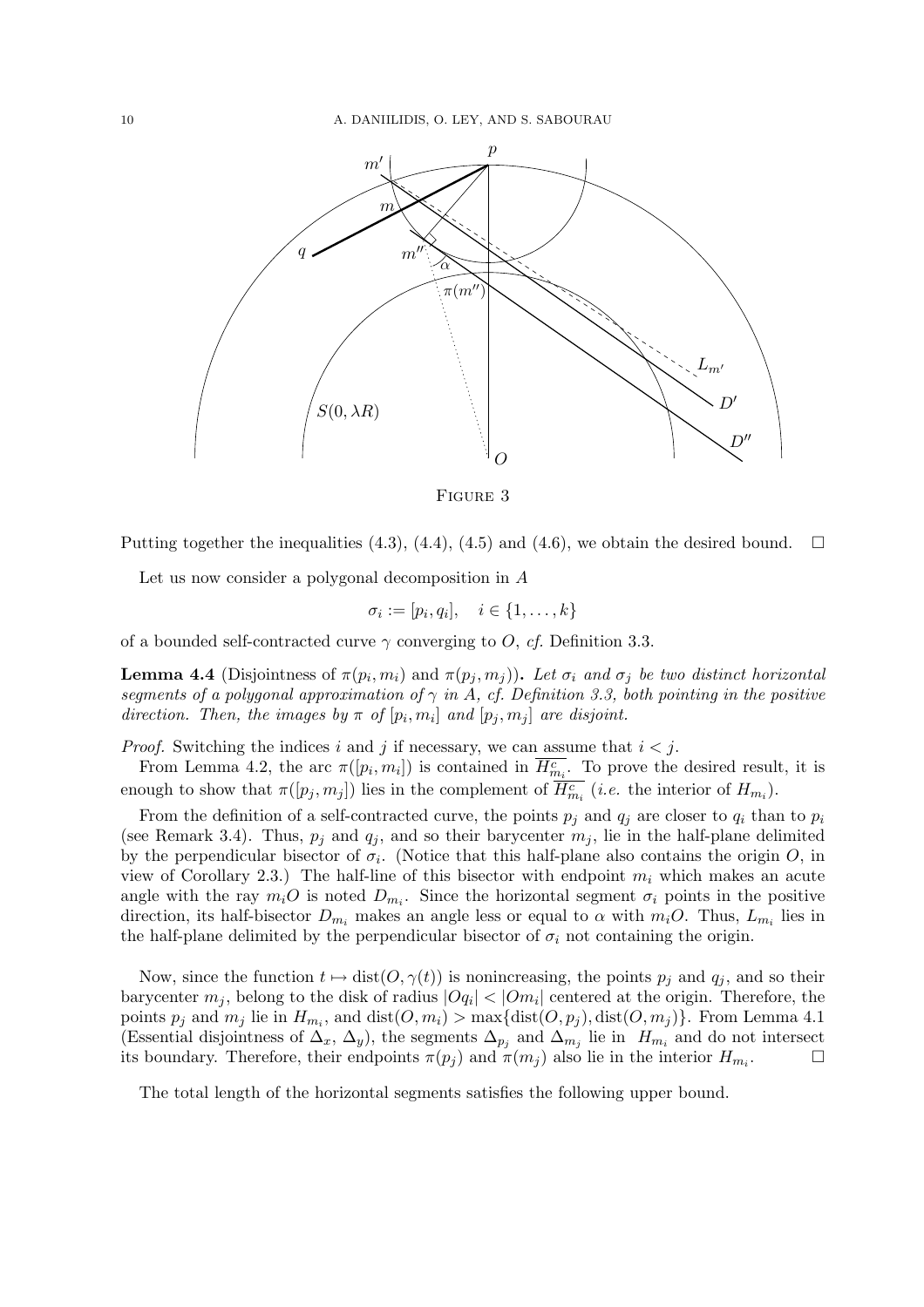FIGURE 3

Putting together the inequalities (4.3), (4.4), (4.5) and (4.6), we obtain the desired bound. $\square$

Let us now consider a polygonal decomposition in $A$

$$\sigma_i := [p_i, q_i], \quad i \in \{1, \ldots, k\}$$

of a bounded self-contracted curve $\gamma$ converging to $O$, *cf.* Definition 3.3.

**Lemma 4.4** (Disjointness of $\pi(p_i, m_i)$ and $\pi(p_j, m_j)$)**.** *Let $\sigma_i$ and $\sigma_j$ be two distinct horizontal segments of a polygonal approximation of $\gamma$ in $A$, cf. Definition 3.3, both pointing in the positive direction. Then, the images by $\pi$ of $[p_i, m_i]$ and $[p_j, m_j]$ are disjoint.*

*Proof.* Switching the indices $i$ and $j$ if necessary, we can assume that $i < j$.

From Lemma 4.2, the arc $\pi([p_i, m_i])$ is contained in $\overline{H^c_{m_i}}$. To prove the desired result, it is enough to show that $\pi([p_j, m_j])$ lies in the complement of $\overline{H^c_{m_i}}$ (*i.e.* the interior of $H_{m_i}$).

From the definition of a self-contracted curve, the points $p_j$ and $q_j$ are closer to $q_i$ than to $p_i$ (see Remark 3.4). Thus, $p_j$ and $q_j$, and so their barycenter $m_j$, lie in the half-plane delimited by the perpendicular bisector of $\sigma_i$. (Notice that this half-plane also contains the origin $O$, in view of Corollary 2.3.) The half-line of this bisector with endpoint $m_i$ which makes an acute angle with the ray $m_iO$ is noted $D_{m_i}$. Since the horizontal segment $\sigma_i$ points in the positive direction, its half-bisector $D_{m_i}$ makes an angle less or equal to $\alpha$ with $m_iO$. Thus, $L_{m_i}$ lies in the half-plane delimited by the perpendicular bisector of $\sigma_i$ not containing the origin.

Now, since the function $t \mapsto \mathrm{dist}(O, \gamma(t))$ is nonincreasing, the points $p_j$ and $q_j$, and so their barycenter $m_j$, belong to the disk of radius $|Oq_i| < |Om_i|$ centered at the origin. Therefore, the points $p_j$ and $m_j$ lie in $H_{m_i}$, and $\mathrm{dist}(O, m_i) > \max\{\mathrm{dist}(O, p_j), \mathrm{dist}(O, m_j)\}$. From Lemma 4.1 (Essential disjointness of $\Delta_x$, $\Delta_y$), the segments $\Delta_{p_j}$ and $\Delta_{m_j}$ lie in $H_{m_i}$ and do not intersect its boundary. Therefore, their endpoints $\pi(p_j)$ and $\pi(m_j)$ also lie in the interior $H_{m_i}$. $\square$

The total length of the horizontal segments satisfies the following upper bound.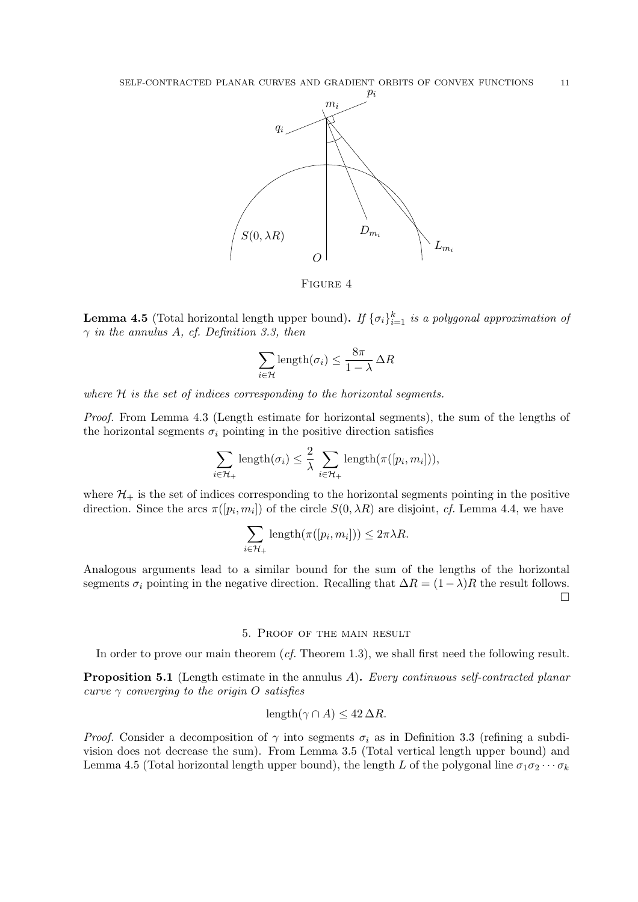FIGURE 4

**Lemma 4.5** (Total horizontal length upper bound)**.** *If $\{\sigma_i\}_{i=1}^k$ is a polygonal approximation of $\gamma$ in the annulus $A$, cf. Definition 3.3, then*

$$\sum_{i\in\mathcal{H}} \text{length}(\sigma_i) \leq \frac{8\pi}{1-\lambda}\,\Delta R$$

*where $\mathcal{H}$ is the set of indices corresponding to the horizontal segments.*

*Proof.* From Lemma 4.3 (Length estimate for horizontal segments), the sum of the lengths of the horizontal segments $\sigma_i$ pointing in the positive direction satisfies

$$\sum_{i\in\mathcal{H}_+} \text{length}(\sigma_i) \leq \frac{2}{\lambda} \sum_{i\in\mathcal{H}_+} \text{length}(\pi([p_i, m_i])),$$

where $\mathcal{H}_+$ is the set of indices corresponding to the horizontal segments pointing in the positive direction. Since the arcs $\pi([p_i, m_i])$ of the circle $S(0, \lambda R)$ are disjoint, *cf.* Lemma 4.4, we have

$$\sum_{i\in\mathcal{H}_+} \text{length}(\pi([p_i, m_i])) \leq 2\pi\lambda R.$$

Analogous arguments lead to a similar bound for the sum of the lengths of the horizontal segments $\sigma_i$ pointing in the negative direction. Recalling that $\Delta R = (1-\lambda)R$ the result follows. $\square$

## 5. Proof of the main result

In order to prove our main theorem (*cf.* Theorem 1.3), we shall first need the following result.

**Proposition 5.1** (Length estimate in the annulus $A$)**.** *Every continuous self-contracted planar curve $\gamma$ converging to the origin $O$ satisfies*

$$\text{length}(\gamma \cap A) \leq 42\,\Delta R.$$

*Proof.* Consider a decomposition of $\gamma$ into segments $\sigma_i$ as in Definition 3.3 (refining a subdivision does not decrease the sum). From Lemma 3.5 (Total vertical length upper bound) and Lemma 4.5 (Total horizontal length upper bound), the length $L$ of the polygonal line $\sigma_1\sigma_2\cdots\sigma_k$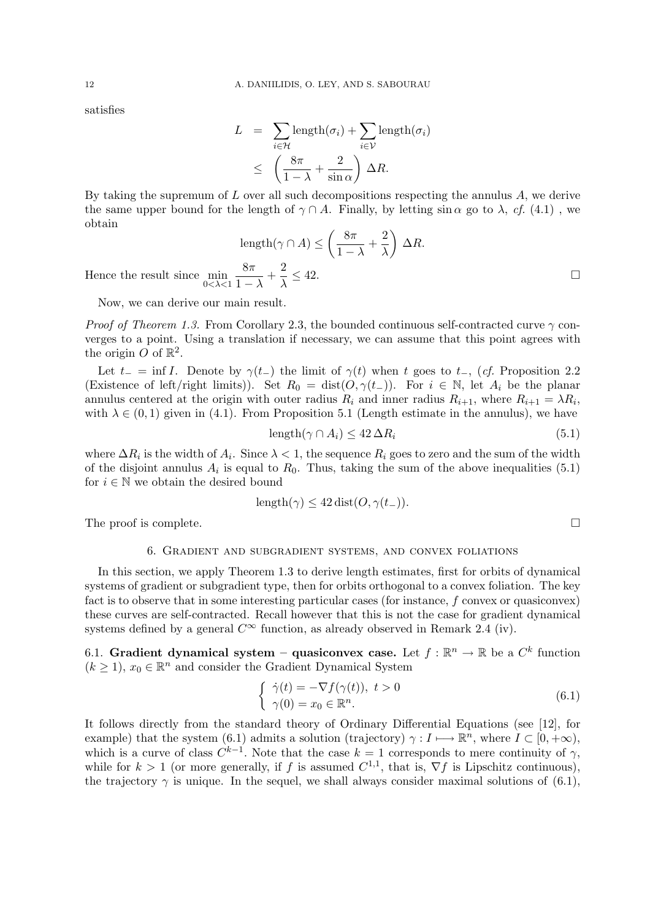satisfies

$$
\begin{aligned}
L &= \sum_{i \in \mathcal{H}} \text{length}(\sigma_i) + \sum_{i \in \mathcal{V}} \text{length}(\sigma_i) \\
&\leq \left( \frac{8\pi}{1-\lambda} + \frac{2}{\sin \alpha} \right) \Delta R.
\end{aligned}
$$

By taking the supremum of $L$ over all such decompositions respecting the annulus $A$, we derive the same upper bound for the length of $\gamma \cap A$. Finally, by letting $\sin \alpha$ go to $\lambda$, *cf.* (4.1) , we obtain

$$
\text{length}(\gamma \cap A) \leq \left( \frac{8\pi}{1-\lambda} + \frac{2}{\lambda} \right) \Delta R.
$$

Hence the result since $\displaystyle\min_{0<\lambda<1} \frac{8\pi}{1-\lambda} + \frac{2}{\lambda} \leq 42.$ □

Now, we can derive our main result.

*Proof of Theorem 1.3.* From Corollary 2.3, the bounded continuous self-contracted curve $\gamma$ converges to a point. Using a translation if necessary, we can assume that this point agrees with the origin $O$ of $\mathbb{R}^2$.

Let $t_- = \inf I$. Denote by $\gamma(t_-)$ the limit of $\gamma(t)$ when $t$ goes to $t_-$, (*cf.* Proposition 2.2 (Existence of left/right limits)). Set $R_0 = \text{dist}(O, \gamma(t_-))$. For $i \in \mathbb{N}$, let $A_i$ be the planar annulus centered at the origin with outer radius $R_i$ and inner radius $R_{i+1}$, where $R_{i+1} = \lambda R_i$, with $\lambda \in (0,1)$ given in (4.1). From Proposition 5.1 (Length estimate in the annulus), we have

$$
\text{length}(\gamma \cap A_i) \leq 42 \, \Delta R_i \tag{5.1}
$$

where $\Delta R_i$ is the width of $A_i$. Since $\lambda < 1$, the sequence $R_i$ goes to zero and the sum of the width of the disjoint annulus $A_i$ is equal to $R_0$. Thus, taking the sum of the above inequalities (5.1) for $i \in \mathbb{N}$ we obtain the desired bound

$$
\text{length}(\gamma) \leq 42 \, \text{dist}(O, \gamma(t_-)).
$$

The proof is complete. □

## 6. Gradient and subgradient systems, and convex foliations

In this section, we apply Theorem 1.3 to derive length estimates, first for orbits of dynamical systems of gradient or subgradient type, then for orbits orthogonal to a convex foliation. The key fact is to observe that in some interesting particular cases (for instance, $f$ convex or quasiconvex) these curves are self-contracted. Recall however that this is not the case for gradient dynamical systems defined by a general $C^\infty$ function, as already observed in Remark 2.4 (iv).

### 6.1. Gradient dynamical system – quasiconvex case.

Let $f : \mathbb{R}^n \to \mathbb{R}$ be a $C^k$ function $(k \geq 1)$, $x_0 \in \mathbb{R}^n$ and consider the Gradient Dynamical System

$$
\begin{cases} \dot{\gamma}(t) = -\nabla f(\gamma(t)), \ t > 0 \\ \gamma(0) = x_0 \in \mathbb{R}^n. \end{cases} \tag{6.1}
$$

It follows directly from the standard theory of Ordinary Differential Equations (see [12], for example) that the system (6.1) admits a solution (trajectory) $\gamma : I \longmapsto \mathbb{R}^n$, where $I \subset [0, +\infty)$, which is a curve of class $C^{k-1}$. Note that the case $k = 1$ corresponds to mere continuity of $\gamma$, while for $k > 1$ (or more generally, if $f$ is assumed $C^{1,1}$, that is, $\nabla f$ is Lipschitz continuous), the trajectory $\gamma$ is unique. In the sequel, we shall always consider maximal solutions of (6.1),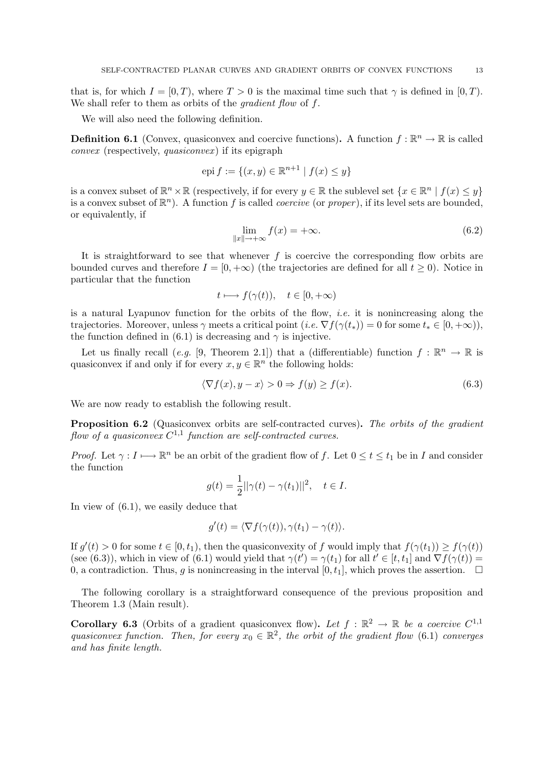that is, for which $I = [0, T)$, where $T > 0$ is the maximal time such that $\gamma$ is defined in $[0, T)$. We shall refer to them as orbits of the *gradient flow* of $f$.

We will also need the following definition.

**Definition 6.1** (Convex, quasiconvex and coercive functions)**.** A function $f : \mathbb{R}^n \to \mathbb{R}$ is called *convex* (respectively, *quasiconvex*) if its epigraph

$$\text{epi}\, f := \{(x, y) \in \mathbb{R}^{n+1} \mid f(x) \le y\}$$

is a convex subset of $\mathbb{R}^n \times \mathbb{R}$ (respectively, if for every $y \in \mathbb{R}$ the sublevel set $\{x \in \mathbb{R}^n \mid f(x) \le y\}$ is a convex subset of $\mathbb{R}^n$). A function $f$ is called *coercive* (or *proper*), if its level sets are bounded, or equivalently, if

$$\lim_{\|x\| \to +\infty} f(x) = +\infty. \tag{6.2}$$

It is straightforward to see that whenever $f$ is coercive the corresponding flow orbits are bounded curves and therefore $I = [0, +\infty)$ (the trajectories are defined for all $t \ge 0$). Notice in particular that the function

$$t \longmapsto f(\gamma(t)), \quad t \in [0, +\infty)$$

is a natural Lyapunov function for the orbits of the flow, *i.e.* it is nonincreasing along the trajectories. Moreover, unless $\gamma$ meets a critical point (*i.e.* $\nabla f(\gamma(t_*)) = 0$ for some $t_* \in [0, +\infty)$), the function defined in (6.1) is decreasing and $\gamma$ is injective.

Let us finally recall (*e.g.* [9, Theorem 2.1]) that a (differentiable) function $f : \mathbb{R}^n \to \mathbb{R}$ is quasiconvex if and only if for every $x, y \in \mathbb{R}^n$ the following holds:

$$\langle \nabla f(x), y - x \rangle > 0 \Rightarrow f(y) \ge f(x). \tag{6.3}$$

We are now ready to establish the following result.

**Proposition 6.2** (Quasiconvex orbits are self-contracted curves)**.** *The orbits of the gradient flow of a quasiconvex $C^{1,1}$ function are self-contracted curves.*

*Proof.* Let $\gamma : I \longmapsto \mathbb{R}^n$ be an orbit of the gradient flow of $f$. Let $0 \le t \le t_1$ be in $I$ and consider the function

$$g(t) = \frac{1}{2} ||\gamma(t) - \gamma(t_1)||^2, \quad t \in I.$$

In view of (6.1), we easily deduce that

$$g'(t) = \langle \nabla f(\gamma(t)), \gamma(t_1) - \gamma(t) \rangle.$$

If $g'(t) > 0$ for some $t \in [0, t_1)$, then the quasiconvexity of $f$ would imply that $f(\gamma(t_1)) \ge f(\gamma(t))$ (see (6.3)), which in view of (6.1) would yield that $\gamma(t') = \gamma(t_1)$ for all $t' \in [t, t_1]$ and $\nabla f(\gamma(t)) = 0$, a contradiction. Thus, $g$ is nonincreasing in the interval $[0, t_1]$, which proves the assertion. $\square$

The following corollary is a straightforward consequence of the previous proposition and Theorem 1.3 (Main result).

**Corollary 6.3** (Orbits of a gradient quasiconvex flow)**.** *Let $f : \mathbb{R}^2 \to \mathbb{R}$ be a coercive $C^{1,1}$ quasiconvex function. Then, for every $x_0 \in \mathbb{R}^2$, the orbit of the gradient flow (6.1) converges and has finite length.*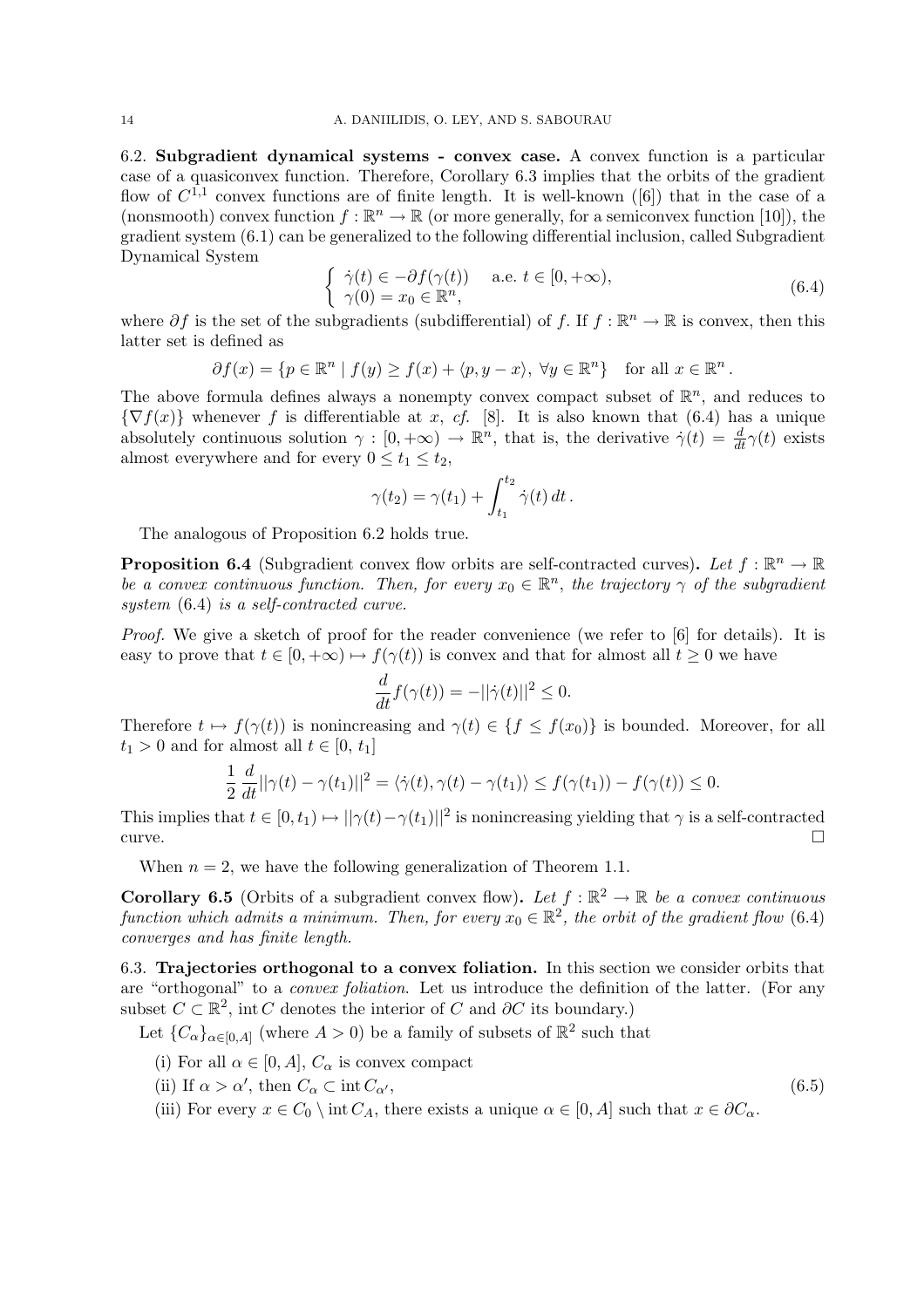6.2. **Subgradient dynamical systems - convex case.** A convex function is a particular case of a quasiconvex function. Therefore, Corollary 6.3 implies that the orbits of the gradient flow of $C^{1,1}$ convex functions are of finite length. It is well-known ([6]) that in the case of a (nonsmooth) convex function $f : \mathbb{R}^n \to \mathbb{R}$ (or more generally, for a semiconvex function [10]), the gradient system (6.1) can be generalized to the following differential inclusion, called Subgradient Dynamical System

$$
\begin{cases} \dot{\gamma}(t) \in -\partial f(\gamma(t)) & \text{a.e. } t \in [0, +\infty), \\ \gamma(0) = x_0 \in \mathbb{R}^n, \end{cases} \tag{6.4}
$$

where $\partial f$ is the set of the subgradients (subdifferential) of $f$. If $f : \mathbb{R}^n \to \mathbb{R}$ is convex, then this latter set is defined as

$$
\partial f(x) = \{p \in \mathbb{R}^n \mid f(y) \geq f(x) + \langle p, y - x \rangle, \ \forall y \in \mathbb{R}^n\} \quad \text{for all } x \in \mathbb{R}^n .
$$

The above formula defines always a nonempty convex compact subset of $\mathbb{R}^n$, and reduces to $\{\nabla f(x)\}$ whenever $f$ is differentiable at $x$, *cf.* [8]. It is also known that (6.4) has a unique absolutely continuous solution $\gamma : [0, +\infty) \to \mathbb{R}^n$, that is, the derivative $\dot{\gamma}(t) = \frac{d}{dt}\gamma(t)$ exists almost everywhere and for every $0 \leq t_1 \leq t_2$,

$$
\gamma(t_2) = \gamma(t_1) + \int_{t_1}^{t_2} \dot{\gamma}(t)\, dt .
$$

The analogous of Proposition 6.2 holds true.

**Proposition 6.4** (Subgradient convex flow orbits are self-contracted curves)**.** *Let $f : \mathbb{R}^n \to \mathbb{R}$ be a convex continuous function. Then, for every $x_0 \in \mathbb{R}^n$, the trajectory $\gamma$ of the subgradient system* (6.4) *is a self-contracted curve.*

*Proof.* We give a sketch of proof for the reader convenience (we refer to [6] for details). It is easy to prove that $t \in [0, +\infty) \mapsto f(\gamma(t))$ is convex and that for almost all $t \geq 0$ we have

$$
\frac{d}{dt} f(\gamma(t)) = -||\dot{\gamma}(t)||^2 \leq 0.
$$

Therefore $t \mapsto f(\gamma(t))$ is nonincreasing and $\gamma(t) \in \{f \leq f(x_0)\}$ is bounded. Moreover, for all $t_1 > 0$ and for almost all $t \in [0,\, t_1]$

$$
\frac{1}{2}\frac{d}{dt}||\gamma(t) - \gamma(t_1)||^2 = \langle \dot{\gamma}(t), \gamma(t) - \gamma(t_1) \rangle \leq f(\gamma(t_1)) - f(\gamma(t)) \leq 0.
$$

This implies that $t \in [0, t_1) \mapsto ||\gamma(t) - \gamma(t_1)||^2$ is nonincreasing yielding that $\gamma$ is a self-contracted curve. $\square$

When $n = 2$, we have the following generalization of Theorem 1.1.

**Corollary 6.5** (Orbits of a subgradient convex flow)**.** *Let $f : \mathbb{R}^2 \to \mathbb{R}$ be a convex continuous function which admits a minimum. Then, for every $x_0 \in \mathbb{R}^2$, the orbit of the gradient flow* (6.4) *converges and has finite length.*

6.3. **Trajectories orthogonal to a convex foliation.** In this section we consider orbits that are "orthogonal" to a *convex foliation*. Let us introduce the definition of the latter. (For any subset $C \subset \mathbb{R}^2$, $\operatorname{int} C$ denotes the interior of $C$ and $\partial C$ its boundary.)

Let $\{C_\alpha\}_{\alpha \in [0,A]}$ (where $A > 0$) be a family of subsets of $\mathbb{R}^2$ such that

$$
\begin{aligned}
&\text{(i) For all } \alpha \in [0, A],\ C_\alpha \text{ is convex compact} \\
&\text{(ii) If } \alpha > \alpha',\ \text{then } C_\alpha \subset \operatorname{int} C_{\alpha'}, \\
&\text{(iii) For every } x \in C_0 \setminus \operatorname{int} C_A,\ \text{there exists a unique } \alpha \in [0, A] \text{ such that } x \in \partial C_\alpha.
\end{aligned} \tag{6.5}
$$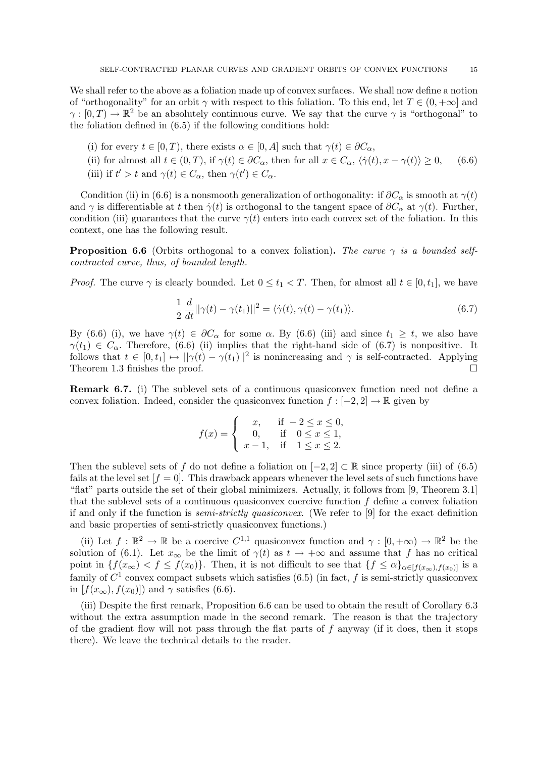We shall refer to the above as a foliation made up of convex surfaces. We shall now define a notion of "orthogonality" for an orbit $\gamma$ with respect to this foliation. To this end, let $T \in (0, +\infty]$ and $\gamma : [0, T) \to \mathbb{R}^2$ be an absolutely continuous curve. We say that the curve $\gamma$ is "orthogonal" to the foliation defined in (6.5) if the following conditions hold:

$$
\begin{aligned}
&\text{(i) for every } t \in [0, T), \text{ there exists } \alpha \in [0, A] \text{ such that } \gamma(t) \in \partial C_\alpha,\\
&\text{(ii) for almost all } t \in (0, T), \text{ if } \gamma(t) \in \partial C_\alpha, \text{ then for all } x \in C_\alpha,\ \langle \dot\gamma(t), x - \gamma(t)\rangle \geq 0, \qquad (6.6)\\
&\text{(iii) if } t' > t \text{ and } \gamma(t) \in C_\alpha, \text{ then } \gamma(t') \in C_\alpha.
\end{aligned}
$$

Condition (ii) in (6.6) is a nonsmooth generalization of orthogonality: if $\partial C_\alpha$ is smooth at $\gamma(t)$ and $\gamma$ is differentiable at $t$ then $\dot\gamma(t)$ is orthogonal to the tangent space of $\partial C_\alpha$ at $\gamma(t)$. Further, condition (iii) guarantees that the curve $\gamma(t)$ enters into each convex set of the foliation. In this context, one has the following result.

**Proposition 6.6** (Orbits orthogonal to a convex foliation)**.** *The curve $\gamma$ is a bounded self-contracted curve, thus, of bounded length.*

*Proof.* The curve $\gamma$ is clearly bounded. Let $0 \leq t_1 < T$. Then, for almost all $t \in [0, t_1]$, we have

$$\frac{1}{2}\,\frac{d}{dt}||\gamma(t) - \gamma(t_1)||^2 = \langle \dot\gamma(t), \gamma(t) - \gamma(t_1)\rangle. \qquad (6.7)$$

By (6.6) (i), we have $\gamma(t) \in \partial C_\alpha$ for some $\alpha$. By (6.6) (iii) and since $t_1 \geq t$, we also have $\gamma(t_1) \in C_\alpha$. Therefore, (6.6) (ii) implies that the right-hand side of (6.7) is nonpositive. It follows that $t \in [0, t_1] \mapsto ||\gamma(t) - \gamma(t_1)||^2$ is nonincreasing and $\gamma$ is self-contracted. Applying Theorem 1.3 finishes the proof. $\square$

**Remark 6.7.** (i) The sublevel sets of a continuous quasiconvex function need not define a convex foliation. Indeed, consider the quasiconvex function $f : [-2, 2] \to \mathbb{R}$ given by

$$f(x) = \begin{cases} x, & \text{if } -2 \leq x \leq 0,\\ 0, & \text{if } \ 0 \leq x \leq 1,\\ x - 1, & \text{if } \ 1 \leq x \leq 2.\end{cases}$$

Then the sublevel sets of $f$ do not define a foliation on $[-2, 2] \subset \mathbb{R}$ since property (iii) of (6.5) fails at the level set $[f = 0]$. This drawback appears whenever the level sets of such functions have "flat" parts outside the set of their global minimizers. Actually, it follows from [9, Theorem 3.1] that the sublevel sets of a continuous quasiconvex coercive function $f$ define a convex foliation if and only if the function is *semi-strictly quasiconvex*. (We refer to [9] for the exact definition and basic properties of semi-strictly quasiconvex functions.)

(ii) Let $f : \mathbb{R}^2 \to \mathbb{R}$ be a coercive $C^{1,1}$ quasiconvex function and $\gamma : [0, +\infty) \to \mathbb{R}^2$ be the solution of (6.1). Let $x_\infty$ be the limit of $\gamma(t)$ as $t \to +\infty$ and assume that $f$ has no critical point in $\{f(x_\infty) < f \leq f(x_0)\}$. Then, it is not difficult to see that $\{f \leq \alpha\}_{\alpha \in [f(x_\infty), f(x_0)]}$ is a family of $C^1$ convex compact subsets which satisfies (6.5) (in fact, $f$ is semi-strictly quasiconvex in $[f(x_\infty), f(x_0)]$) and $\gamma$ satisfies (6.6).

(iii) Despite the first remark, Proposition 6.6 can be used to obtain the result of Corollary 6.3 without the extra assumption made in the second remark. The reason is that the trajectory of the gradient flow will not pass through the flat parts of $f$ anyway (if it does, then it stops there). We leave the technical details to the reader.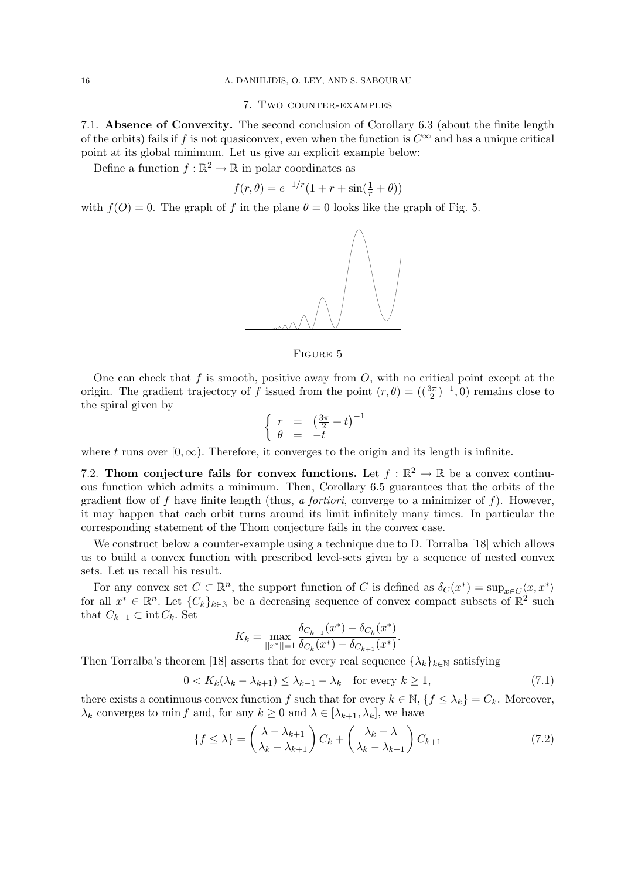## 7. Two counter-examples

7.1. **Absence of Convexity.** The second conclusion of Corollary 6.3 (about the finite length of the orbits) fails if $f$ is not quasiconvex, even when the function is $C^\infty$ and has a unique critical point at its global minimum. Let us give an explicit example below:

Define a function $f : \mathbb{R}^2 \to \mathbb{R}$ in polar coordinates as

$$f(r, \theta) = e^{-1/r}(1 + r + \sin(\tfrac{1}{r} + \theta))$$

with $f(O) = 0$. The graph of $f$ in the plane $\theta = 0$ looks like the graph of Fig. 5.

Figure 5

One can check that $f$ is smooth, positive away from $O$, with no critical point except at the origin. The gradient trajectory of $f$ issued from the point $(r, \theta) = ((\frac{3\pi}{2})^{-1}, 0)$ remains close to the spiral given by

$$\begin{cases} r &= \left(\frac{3\pi}{2} + t\right)^{-1} \\ \theta &= -t \end{cases}$$

where $t$ runs over $[0, \infty)$. Therefore, it converges to the origin and its length is infinite.

7.2. **Thom conjecture fails for convex functions.** Let $f : \mathbb{R}^2 \to \mathbb{R}$ be a convex continuous function which admits a minimum. Then, Corollary 6.5 guarantees that the orbits of the gradient flow of $f$ have finite length (thus, *a fortiori*, converge to a minimizer of $f$). However, it may happen that each orbit turns around its limit infinitely many times. In particular the corresponding statement of the Thom conjecture fails in the convex case.

We construct below a counter-example using a technique due to D. Torralba [18] which allows us to build a convex function with prescribed level-sets given by a sequence of nested convex sets. Let us recall his result.

For any convex set $C \subset \mathbb{R}^n$, the support function of $C$ is defined as $\delta_C(x^*) = \sup_{x \in C}\langle x, x^* \rangle$ for all $x^* \in \mathbb{R}^n$. Let $\{C_k\}_{k\in\mathbb{N}}$ be a decreasing sequence of convex compact subsets of $\mathbb{R}^2$ such that $C_{k+1} \subset \operatorname{int} C_k$. Set

$$K_k = \max_{||x^*||=1} \frac{\delta_{C_{k-1}}(x^*) - \delta_{C_k}(x^*)}{\delta_{C_k}(x^*) - \delta_{C_{k+1}}(x^*)}.$$

Then Torralba's theorem [18] asserts that for every real sequence $\{\lambda_k\}_{k\in\mathbb{N}}$ satisfying

$$0 < K_k(\lambda_k - \lambda_{k+1}) \leq \lambda_{k-1} - \lambda_k \quad \text{for every } k \geq 1, \tag{7.1}$$

there exists a continuous convex function $f$ such that for every $k \in \mathbb{N}$, $\{f \leq \lambda_k\} = C_k$. Moreover, $\lambda_k$ converges to $\min f$ and, for any $k \geq 0$ and $\lambda \in [\lambda_{k+1}, \lambda_k]$, we have

$$\{f \leq \lambda\} = \left(\frac{\lambda - \lambda_{k+1}}{\lambda_k - \lambda_{k+1}}\right) C_k + \left(\frac{\lambda_k - \lambda}{\lambda_k - \lambda_{k+1}}\right) C_{k+1} \tag{7.2}$$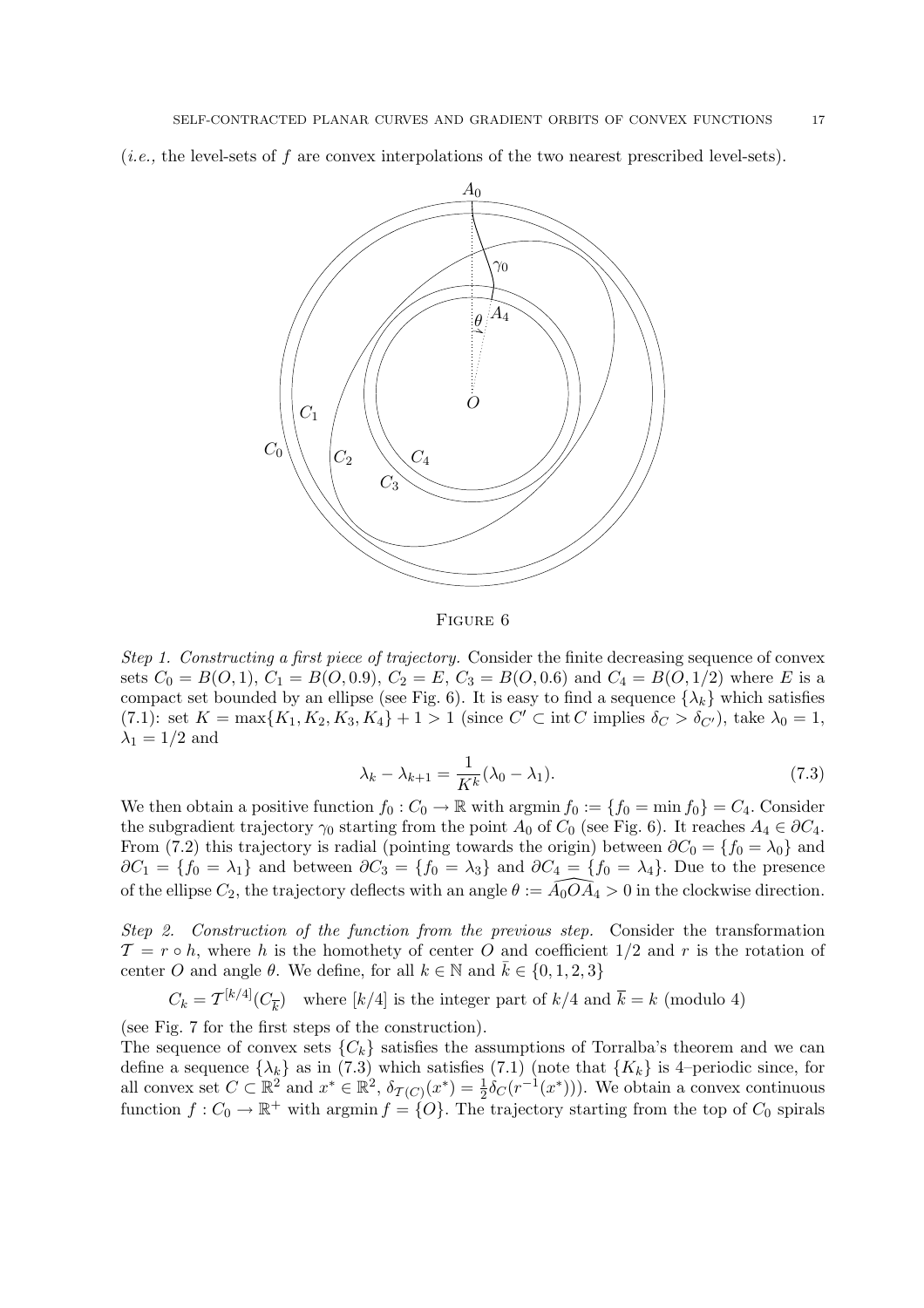(*i.e.,* the level-sets of $f$ are convex interpolations of the two nearest prescribed level-sets).

FIGURE 6

*Step 1. Constructing a first piece of trajectory.* Consider the finite decreasing sequence of convex sets $C_0 = B(O,1)$, $C_1 = B(O,0.9)$, $C_2 = E$, $C_3 = B(O,0.6)$ and $C_4 = B(O,1/2)$ where $E$ is a compact set bounded by an ellipse (see Fig. 6). It is easy to find a sequence $\{\lambda_k\}$ which satisfies (7.1): set $K = \max\{K_1,K_2,K_3,K_4\}+1 > 1$ (since $C' \subset \operatorname{int} C$ implies $\delta_C > \delta_{C'}$), take $\lambda_0 = 1$, $\lambda_1 = 1/2$ and

$$\lambda_k - \lambda_{k+1} = \frac{1}{K^k}(\lambda_0 - \lambda_1). \tag{7.3}$$

We then obtain a positive function $f_0 : C_0 \to \mathbb{R}$ with $\operatorname{argmin} f_0 := \{f_0 = \min f_0\} = C_4$. Consider the subgradient trajectory $\gamma_0$ starting from the point $A_0$ of $C_0$ (see Fig. 6). It reaches $A_4 \in \partial C_4$. From (7.2) this trajectory is radial (pointing towards the origin) between $\partial C_0 = \{f_0 = \lambda_0\}$ and $\partial C_1 = \{f_0 = \lambda_1\}$ and between $\partial C_3 = \{f_0 = \lambda_3\}$ and $\partial C_4 = \{f_0 = \lambda_4\}$. Due to the presence of the ellipse $C_2$, the trajectory deflects with an angle $\theta := \widehat{A_0OA_4} > 0$ in the clockwise direction.

*Step 2. Construction of the function from the previous step.* Consider the transformation $\mathcal{T} = r \circ h$, where $h$ is the homothety of center $O$ and coefficient $1/2$ and $r$ is the rotation of center $O$ and angle $\theta$. We define, for all $k \in \mathbb{N}$ and $\bar{k} \in \{0,1,2,3\}$

$$C_k = \mathcal{T}^{[k/4]}(C_{\overline{k}}) \quad \text{where } [k/4] \text{ is the integer part of } k/4 \text{ and } \overline{k} = k \text{ (modulo 4)}$$

(see Fig. 7 for the first steps of the construction).

The sequence of convex sets $\{C_k\}$ satisfies the assumptions of Torralba's theorem and we can define a sequence $\{\lambda_k\}$ as in (7.3) which satisfies (7.1) (note that $\{K_k\}$ is 4–periodic since, for all convex set $C \subset \mathbb{R}^2$ and $x^* \in \mathbb{R}^2$, $\delta_{\mathcal{T}(C)}(x^*) = \frac{1}{2}\delta_C(r^{-1}(x^*))$). We obtain a convex continuous function $f : C_0 \to \mathbb{R}^+$ with $\operatorname{argmin} f = \{O\}$. The trajectory starting from the top of $C_0$ spirals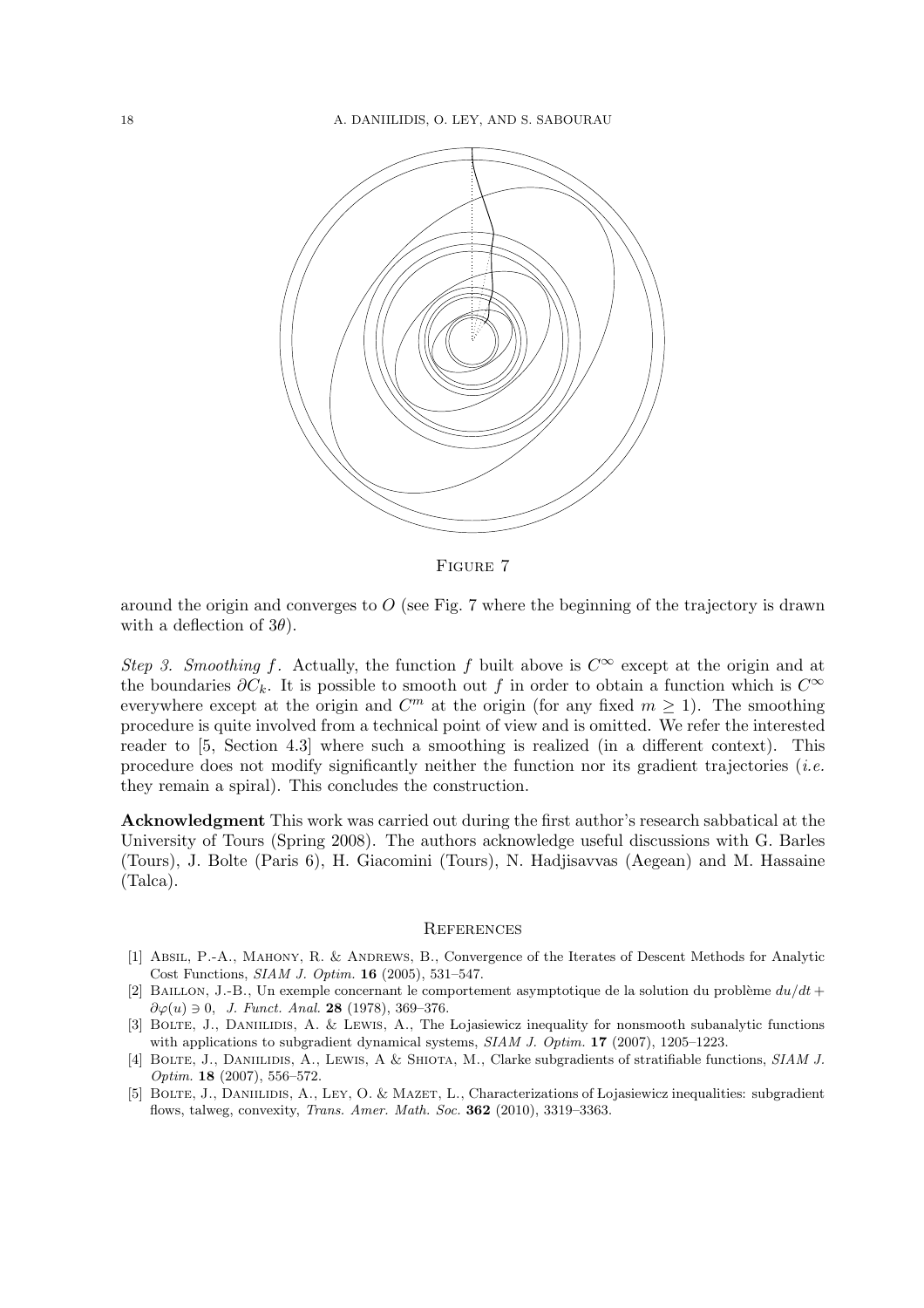FIGURE 7

around the origin and converges to $O$ (see Fig. 7 where the beginning of the trajectory is drawn with a deflection of $3\theta$).

*Step 3. Smoothing $f$.* Actually, the function $f$ built above is $C^\infty$ except at the origin and at the boundaries $\partial C_k$. It is possible to smooth out $f$ in order to obtain a function which is $C^\infty$ everywhere except at the origin and $C^m$ at the origin (for any fixed $m \geq 1$). The smoothing procedure is quite involved from a technical point of view and is omitted. We refer the interested reader to [5, Section 4.3] where such a smoothing is realized (in a different context). This procedure does not modify significantly neither the function nor its gradient trajectories (*i.e.* they remain a spiral). This concludes the construction.

**Acknowledgment** This work was carried out during the first author's research sabbatical at the University of Tours (Spring 2008). The authors acknowledge useful discussions with G. Barles (Tours), J. Bolte (Paris 6), H. Giacomini (Tours), N. Hadjisavvas (Aegean) and M. Hassaine (Talca).

## References

[1] Absil, P.-A., Mahony, R. & Andrews, B., Convergence of the Iterates of Descent Methods for Analytic Cost Functions, *SIAM J. Optim.* **16** (2005), 531–547.

[2] Baillon, J.-B., Un exemple concernant le comportement asymptotique de la solution du problème $du/dt + \partial\varphi(u) \ni 0$, *J. Funct. Anal.* **28** (1978), 369–376.

[3] Bolte, J., Daniilidis, A. & Lewis, A., The Łojasiewicz inequality for nonsmooth subanalytic functions with applications to subgradient dynamical systems, *SIAM J. Optim.* **17** (2007), 1205–1223.

[4] Bolte, J., Daniilidis, A., Lewis, A & Shiota, M., Clarke subgradients of stratifiable functions, *SIAM J. Optim.* **18** (2007), 556–572.

[5] Bolte, J., Daniilidis, A., Ley, O. & Mazet, L., Characterizations of Łojasiewicz inequalities: subgradient flows, talweg, convexity, *Trans. Amer. Math. Soc.* **362** (2010), 3319–3363.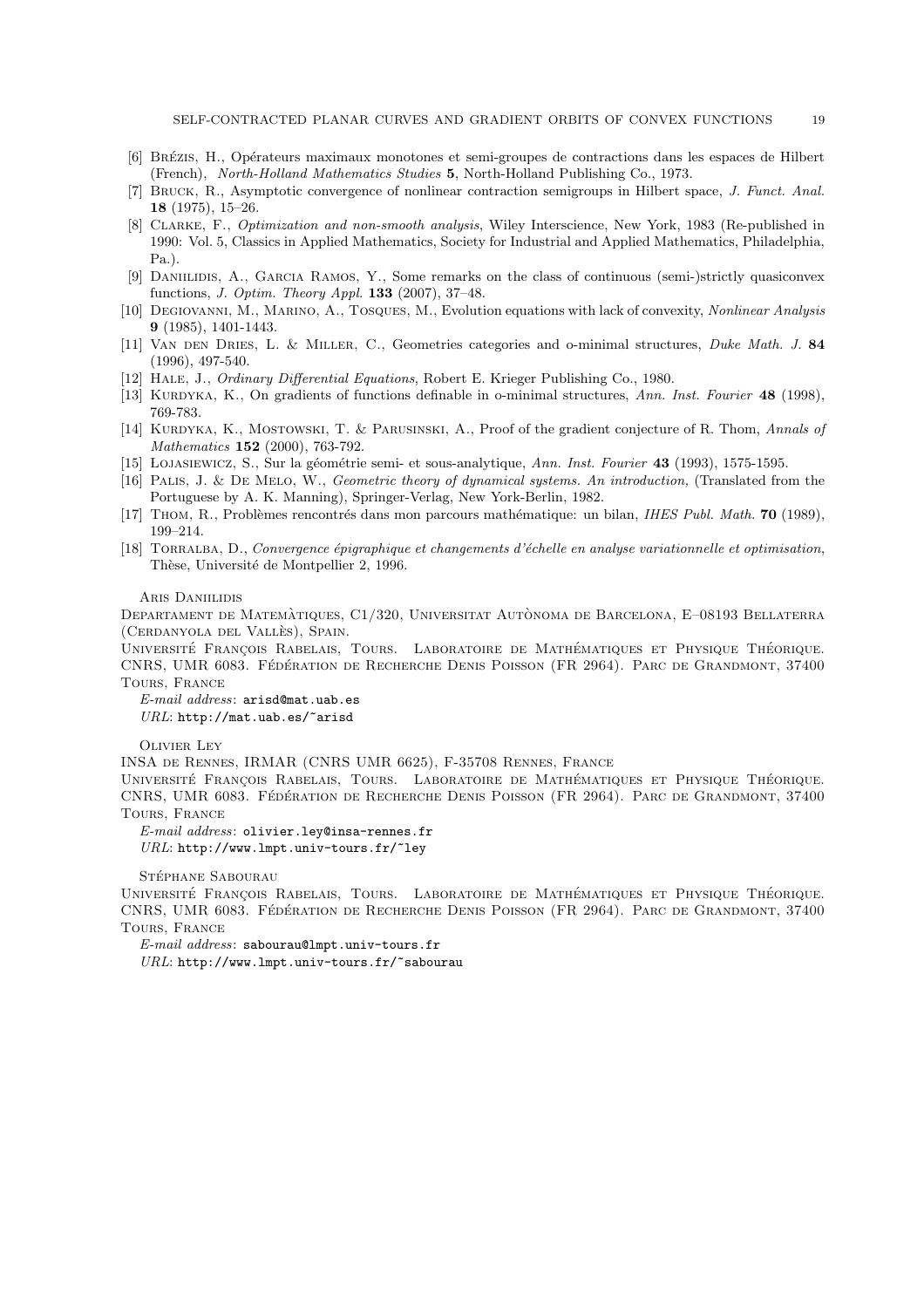[6] Brézis, H., Opérateurs maximaux monotones et semi-groupes de contractions dans les espaces de Hilbert (French), *North-Holland Mathematics Studies* **5**, North-Holland Publishing Co., 1973.

[7] Bruck, R., Asymptotic convergence of nonlinear contraction semigroups in Hilbert space, *J. Funct. Anal.* **18** (1975), 15–26.

[8] Clarke, F., *Optimization and non-smooth analysis*, Wiley Interscience, New York, 1983 (Re-published in 1990: Vol. 5, Classics in Applied Mathematics, Society for Industrial and Applied Mathematics, Philadelphia, Pa.).

[9] Daniilidis, A., Garcia Ramos, Y., Some remarks on the class of continuous (semi-)strictly quasiconvex functions, *J. Optim. Theory Appl.* **133** (2007), 37–48.

[10] Degiovanni, M., Marino, A., Tosques, M., Evolution equations with lack of convexity, *Nonlinear Analysis* **9** (1985), 1401-1443.

[11] Van den Dries, L. & Miller, C., Geometries categories and o-minimal structures, *Duke Math. J.* **84** (1996), 497-540.

[12] Hale, J., *Ordinary Differential Equations*, Robert E. Krieger Publishing Co., 1980.

[13] Kurdyka, K., On gradients of functions definable in o-minimal structures, *Ann. Inst. Fourier* **48** (1998), 769-783.

[14] Kurdyka, K., Mostowski, T. & Parusinski, A., Proof of the gradient conjecture of R. Thom, *Annals of Mathematics* **152** (2000), 763-792.

[15] Lojasiewicz, S., Sur la géométrie semi- et sous-analytique, *Ann. Inst. Fourier* **43** (1993), 1575-1595.

[16] Palis, J. & De Melo, W., *Geometric theory of dynamical systems. An introduction,* (Translated from the Portuguese by A. K. Manning), Springer-Verlag, New York-Berlin, 1982.

[17] Thom, R., Problèmes rencontrés dans mon parcours mathématique: un bilan, *IHES Publ. Math.* **70** (1989), 199–214.

[18] Torralba, D., *Convergence épigraphique et changements d'échelle en analyse variationnelle et optimisation*, Thèse, Université de Montpellier 2, 1996.

Aris Daniilidis

Departament de Matemàtiques, C1/320, Universitat Autònoma de Barcelona, E–08193 Bellaterra (Cerdanyola del Vallès), Spain.

Université François Rabelais, Tours. Laboratoire de Mathématiques et Physique Théorique. CNRS, UMR 6083. Fédération de Recherche Denis Poisson (FR 2964). Parc de Grandmont, 37400 Tours, France

*E-mail address*: arisd@mat.uab.es

*URL*: http://mat.uab.es/~arisd

Olivier Ley

INSA de Rennes, IRMAR (CNRS UMR 6625), F-35708 Rennes, France

Université François Rabelais, Tours. Laboratoire de Mathématiques et Physique Théorique. CNRS, UMR 6083. Fédération de Recherche Denis Poisson (FR 2964). Parc de Grandmont, 37400 Tours, France

*E-mail address*: olivier.ley@insa-rennes.fr

*URL*: http://www.lmpt.univ-tours.fr/~ley

Stéphane Sabourau

Université François Rabelais, Tours. Laboratoire de Mathématiques et Physique Théorique. CNRS, UMR 6083. Fédération de Recherche Denis Poisson (FR 2964). Parc de Grandmont, 37400 Tours, France

*E-mail address*: sabourau@lmpt.univ-tours.fr

*URL*: http://www.lmpt.univ-tours.fr/~sabourau